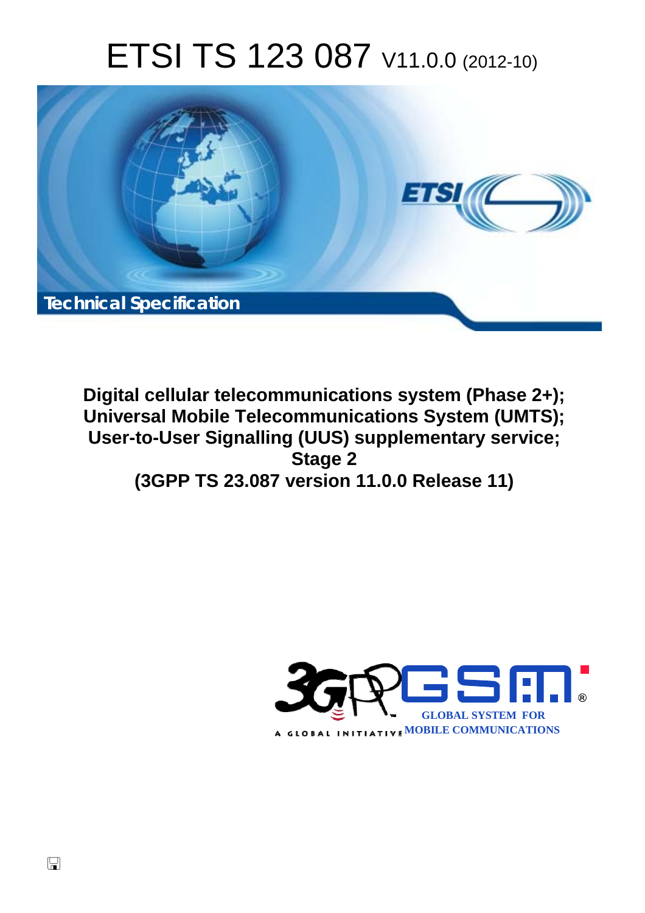# ETSI TS 123 087 V11.0.0 (2012-10)

Technical Specification

**Digital cellular telecommunications system (Phase 2+); Universal Mobile Telecommunications System (UMTS); User-to-User Signalling (UUS) supplementary service; Stage 2 (3GPP TS 23.087 version 11.0.0 Release 11)**

GLOBAL SYSTEM FOR MOBILE COMMUNICATIONS

A GLOBAL INITIATIVE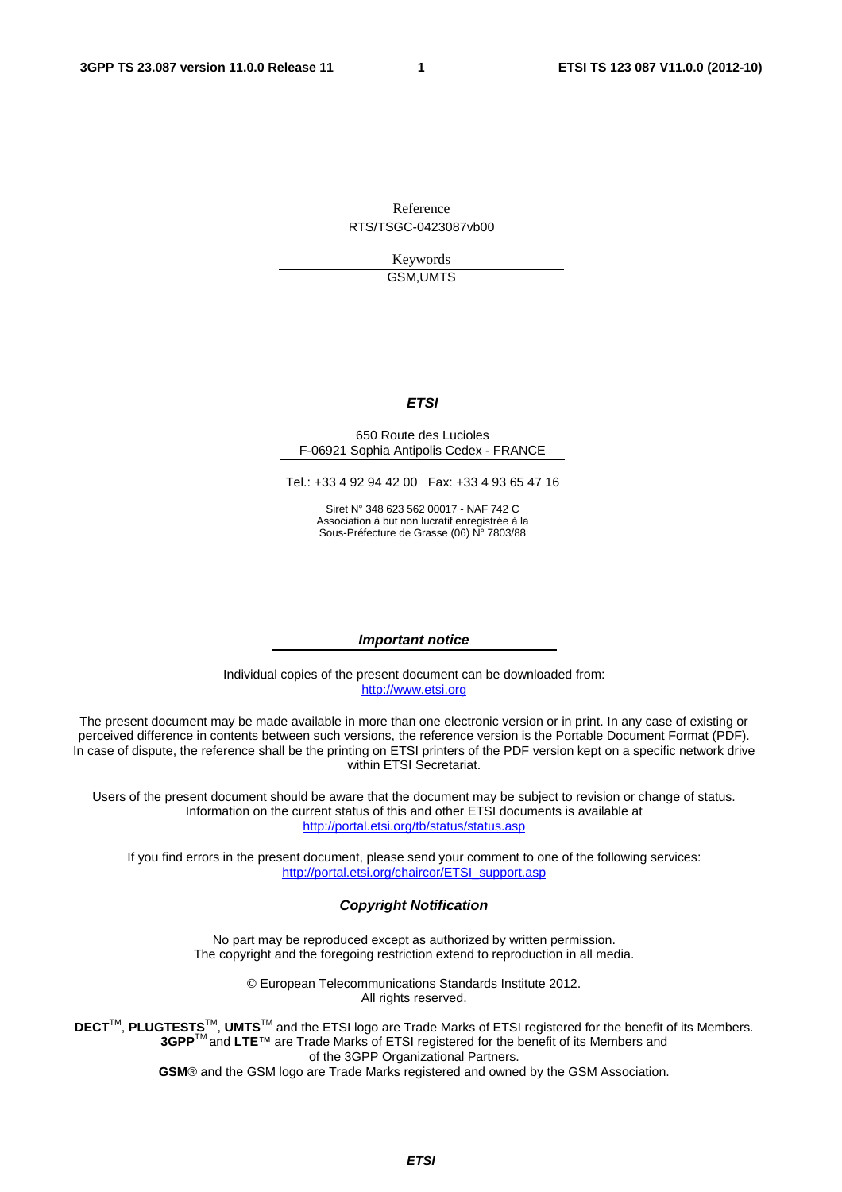Reference

RTS/TSGC-0423087vb00

Keywords

GSM,UMTS

***ETSI***

650 Route des Lucioles
F-06921 Sophia Antipolis Cedex - FRANCE

Tel.: +33 4 92 94 42 00 Fax: +33 4 93 65 47 16

Siret N° 348 623 562 00017 - NAF 742 C
Association à but non lucratif enregistrée à la
Sous-Préfecture de Grasse (06) N° 7803/88

***Important notice***

Individual copies of the present document can be downloaded from:
http://www.etsi.org

The present document may be made available in more than one electronic version or in print. In any case of existing or perceived difference in contents between such versions, the reference version is the Portable Document Format (PDF). In case of dispute, the reference shall be the printing on ETSI printers of the PDF version kept on a specific network drive within ETSI Secretariat.

Users of the present document should be aware that the document may be subject to revision or change of status. Information on the current status of this and other ETSI documents is available at
http://portal.etsi.org/tb/status/status.asp

If you find errors in the present document, please send your comment to one of the following services:
http://portal.etsi.org/chaircor/ETSI_support.asp

***Copyright Notification***

No part may be reproduced except as authorized by written permission.
The copyright and the foregoing restriction extend to reproduction in all media.

© European Telecommunications Standards Institute 2012.
All rights reserved.

**DECT**™, **PLUGTESTS**™, **UMTS**™ and the ETSI logo are Trade Marks of ETSI registered for the benefit of its Members.
**3GPP**™ and **LTE**™ are Trade Marks of ETSI registered for the benefit of its Members and
of the 3GPP Organizational Partners.
**GSM**® and the GSM logo are Trade Marks registered and owned by the GSM Association.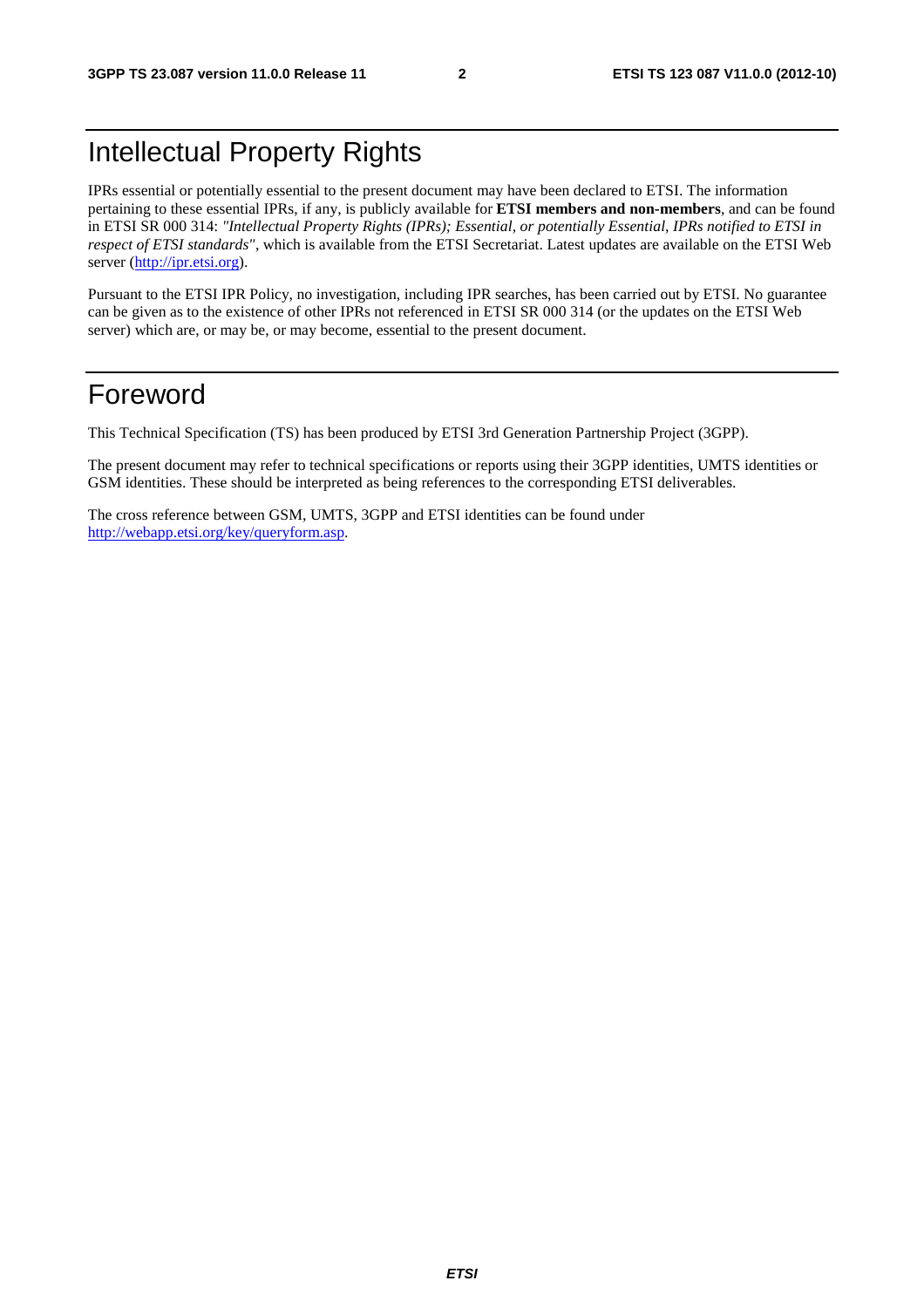# Intellectual Property Rights

IPRs essential or potentially essential to the present document may have been declared to ETSI. The information pertaining to these essential IPRs, if any, is publicly available for **ETSI members and non-members**, and can be found in ETSI SR 000 314: *"Intellectual Property Rights (IPRs); Essential, or potentially Essential, IPRs notified to ETSI in respect of ETSI standards"*, which is available from the ETSI Secretariat. Latest updates are available on the ETSI Web server (http://ipr.etsi.org).

Pursuant to the ETSI IPR Policy, no investigation, including IPR searches, has been carried out by ETSI. No guarantee can be given as to the existence of other IPRs not referenced in ETSI SR 000 314 (or the updates on the ETSI Web server) which are, or may be, or may become, essential to the present document.

# Foreword

This Technical Specification (TS) has been produced by ETSI 3rd Generation Partnership Project (3GPP).

The present document may refer to technical specifications or reports using their 3GPP identities, UMTS identities or GSM identities. These should be interpreted as being references to the corresponding ETSI deliverables.

The cross reference between GSM, UMTS, 3GPP and ETSI identities can be found under http://webapp.etsi.org/key/queryform.asp.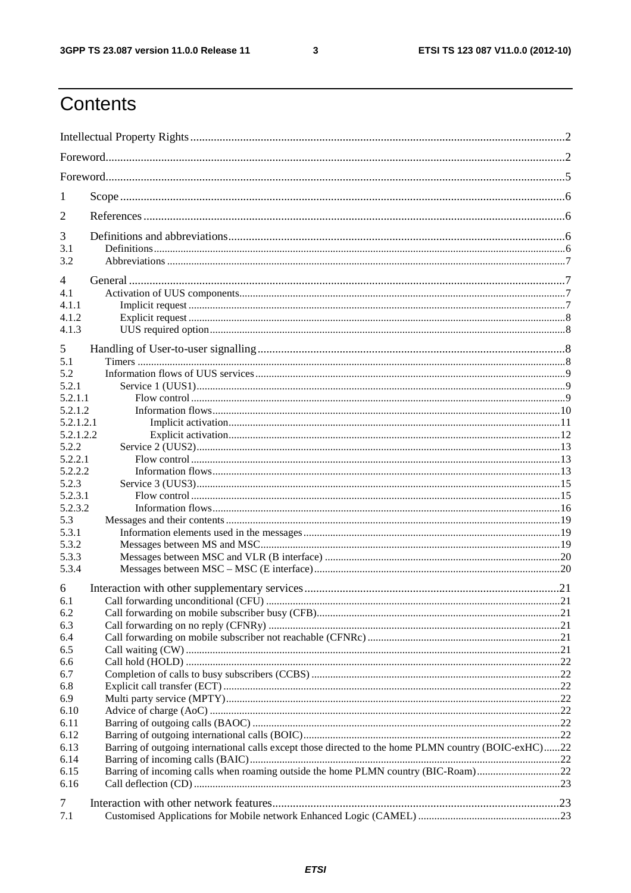# Contents

Intellectual Property Rights ..... 2

Foreword ..... 2

Foreword ..... 5

1 Scope ..... 6

2 References ..... 6

3 Definitions and abbreviations ..... 6

3.1 Definitions ..... 6

3.2 Abbreviations ..... 7

4 General ..... 7

4.1 Activation of UUS components ..... 7

4.1.1 Implicit request ..... 7

4.1.2 Explicit request ..... 8

4.1.3 UUS required option ..... 8

5 Handling of User-to-user signalling ..... 8

5.1 Timers ..... 8

5.2 Information flows of UUS services ..... 9

5.2.1 Service 1 (UUS1) ..... 9

5.2.1.1 Flow control ..... 9

5.2.1.2 Information flows ..... 10

5.2.1.2.1 Implicit activation ..... 11

5.2.1.2.2 Explicit activation ..... 12

5.2.2 Service 2 (UUS2) ..... 13

5.2.2.1 Flow control ..... 13

5.2.2.2 Information flows ..... 13

5.2.3 Service 3 (UUS3) ..... 15

5.2.3.1 Flow control ..... 15

5.2.3.2 Information flows ..... 16

5.3 Messages and their contents ..... 19

5.3.1 Information elements used in the messages ..... 19

5.3.2 Messages between MS and MSC ..... 19

5.3.3 Messages between MSC and VLR (B interface) ..... 20

5.3.4 Messages between MSC – MSC (E interface) ..... 20

6 Interaction with other supplementary services ..... 21

6.1 Call forwarding unconditional (CFU) ..... 21

6.2 Call forwarding on mobile subscriber busy (CFB) ..... 21

6.3 Call forwarding on no reply (CFNRy) ..... 21

6.4 Call forwarding on mobile subscriber not reachable (CFNRc) ..... 21

6.5 Call waiting (CW) ..... 21

6.6 Call hold (HOLD) ..... 22

6.7 Completion of calls to busy subscribers (CCBS) ..... 22

6.8 Explicit call transfer (ECT) ..... 22

6.9 Multi party service (MPTY) ..... 22

6.10 Advice of charge (AoC) ..... 22

6.11 Barring of outgoing calls (BAOC) ..... 22

6.12 Barring of outgoing international calls (BOIC) ..... 22

6.13 Barring of outgoing international calls except those directed to the home PLMN country (BOIC-exHC) ..... 22

6.14 Barring of incoming calls (BAIC) ..... 22

6.15 Barring of incoming calls when roaming outside the home PLMN country (BIC-Roam) ..... 22

6.16 Call deflection (CD) ..... 23

7 Interaction with other network features ..... 23

7.1 Customised Applications for Mobile network Enhanced Logic (CAMEL) ..... 23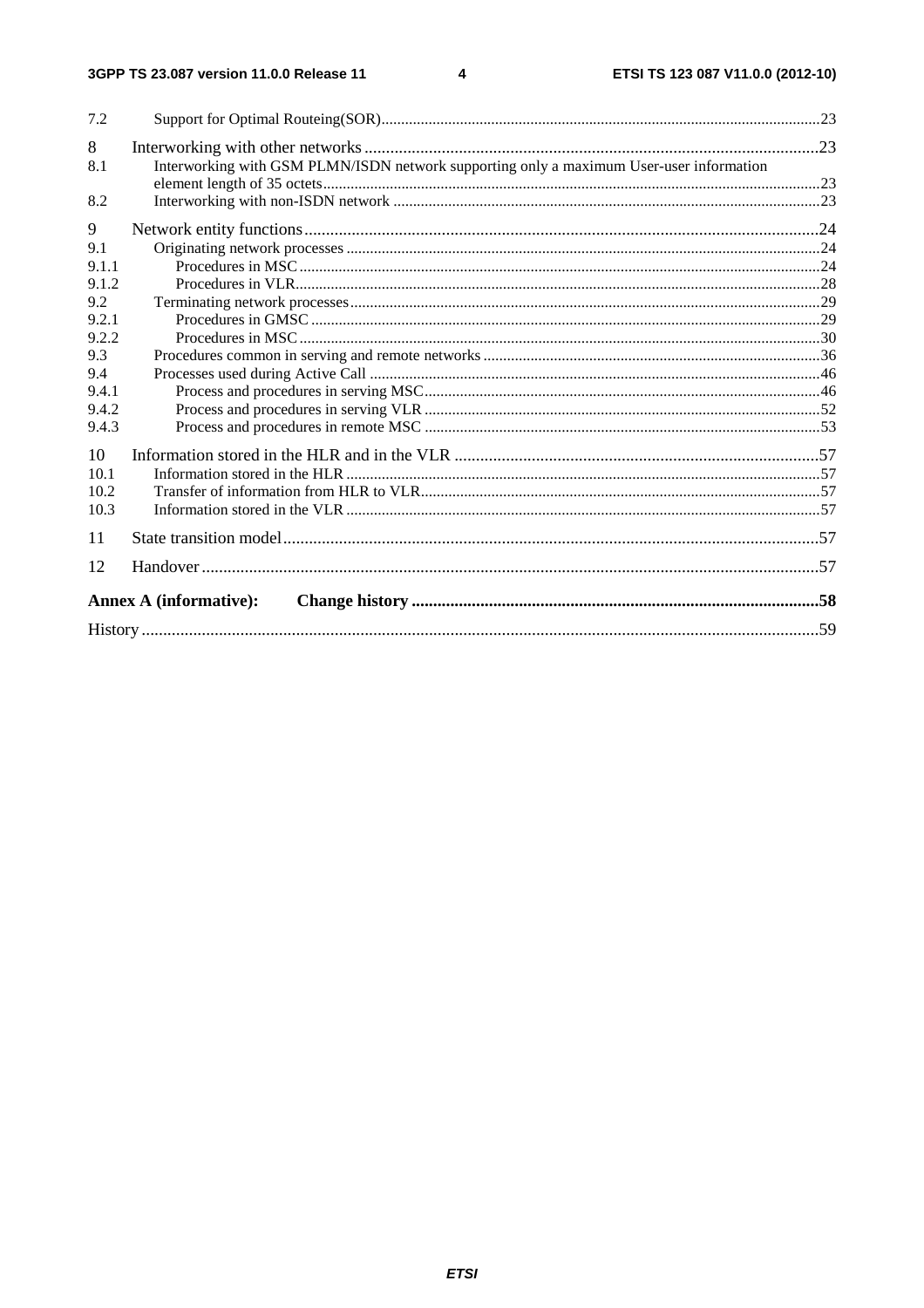7.2 Support for Optimal Routeing(SOR) ..... 23

8 Interworking with other networks ..... 23
8.1 Interworking with GSM PLMN/ISDN network supporting only a maximum User-user information element length of 35 octets ..... 23
8.2 Interworking with non-ISDN network ..... 23

9 Network entity functions ..... 24
9.1 Originating network processes ..... 24
9.1.1 Procedures in MSC ..... 24
9.1.2 Procedures in VLR ..... 28
9.2 Terminating network processes ..... 29
9.2.1 Procedures in GMSC ..... 29
9.2.2 Procedures in MSC ..... 30
9.3 Procedures common in serving and remote networks ..... 36
9.4 Processes used during Active Call ..... 46
9.4.1 Process and procedures in serving MSC ..... 46
9.4.2 Process and procedures in serving VLR ..... 52
9.4.3 Process and procedures in remote MSC ..... 53

10 Information stored in the HLR and in the VLR ..... 57
10.1 Information stored in the HLR ..... 57
10.2 Transfer of information from HLR to VLR ..... 57
10.3 Information stored in the VLR ..... 57

11 State transition model ..... 57

12 Handover ..... 57

**Annex A (informative): Change history ..... 58**

History ..... 59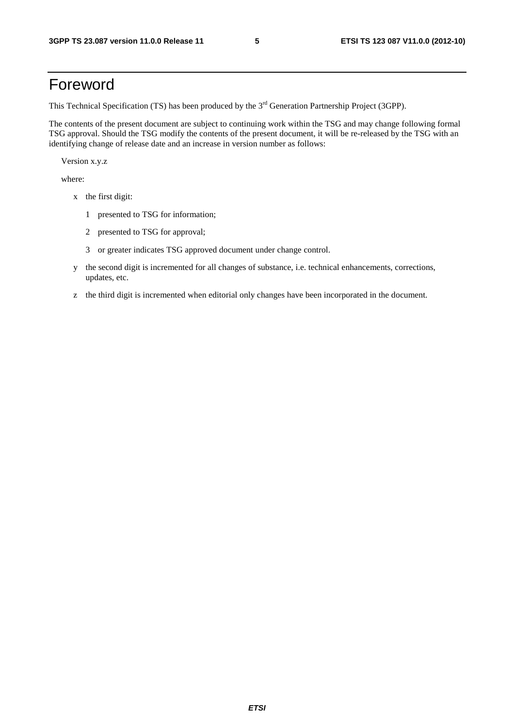# Foreword

This Technical Specification (TS) has been produced by the 3rd Generation Partnership Project (3GPP).

The contents of the present document are subject to continuing work within the TSG and may change following formal TSG approval. Should the TSG modify the contents of the present document, it will be re-released by the TSG with an identifying change of release date and an increase in version number as follows:

Version x.y.z

where:

- x the first digit:
  - 1 presented to TSG for information;
  - 2 presented to TSG for approval;
  - 3 or greater indicates TSG approved document under change control.
- y the second digit is incremented for all changes of substance, i.e. technical enhancements, corrections, updates, etc.
- z the third digit is incremented when editorial only changes have been incorporated in the document.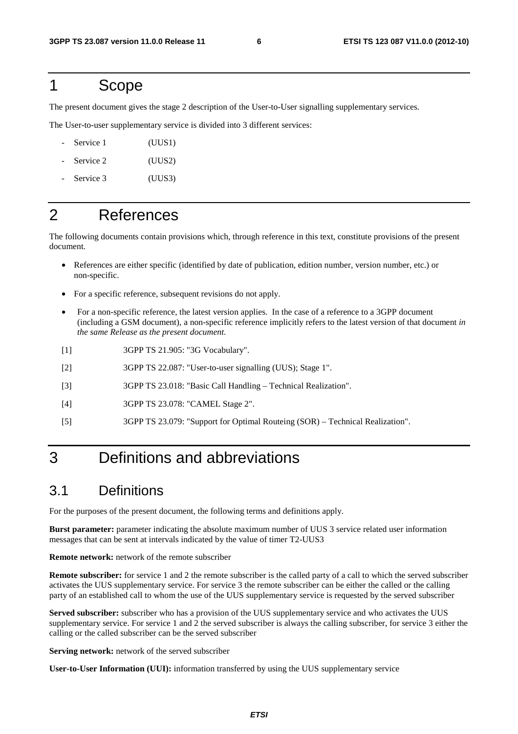# 1 Scope

The present document gives the stage 2 description of the User-to-User signalling supplementary services.

The User-to-user supplementary service is divided into 3 different services:

- Service 1 (UUS1)
- Service 2 (UUS2)
- Service 3 (UUS3)

# 2 References

The following documents contain provisions which, through reference in this text, constitute provisions of the present document.

- References are either specific (identified by date of publication, edition number, version number, etc.) or non-specific.
- For a specific reference, subsequent revisions do not apply.
- For a non-specific reference, the latest version applies. In the case of a reference to a 3GPP document (including a GSM document), a non-specific reference implicitly refers to the latest version of that document *in the same Release as the present document*.

[1] 3GPP TS 21.905: "3G Vocabulary".

[2] 3GPP TS 22.087: "User-to-user signalling (UUS); Stage 1".

[3] 3GPP TS 23.018: "Basic Call Handling – Technical Realization".

[4] 3GPP TS 23.078: "CAMEL Stage 2".

[5] 3GPP TS 23.079: "Support for Optimal Routeing (SOR) – Technical Realization".

# 3 Definitions and abbreviations

## 3.1 Definitions

For the purposes of the present document, the following terms and definitions apply.

**Burst parameter:** parameter indicating the absolute maximum number of UUS 3 service related user information messages that can be sent at intervals indicated by the value of timer T2-UUS3

**Remote network:** network of the remote subscriber

**Remote subscriber:** for service 1 and 2 the remote subscriber is the called party of a call to which the served subscriber activates the UUS supplementary service. For service 3 the remote subscriber can be either the called or the calling party of an established call to whom the use of the UUS supplementary service is requested by the served subscriber

**Served subscriber:** subscriber who has a provision of the UUS supplementary service and who activates the UUS supplementary service. For service 1 and 2 the served subscriber is always the calling subscriber, for service 3 either the calling or the called subscriber can be the served subscriber

**Serving network:** network of the served subscriber

**User-to-User Information (UUI):** information transferred by using the UUS supplementary service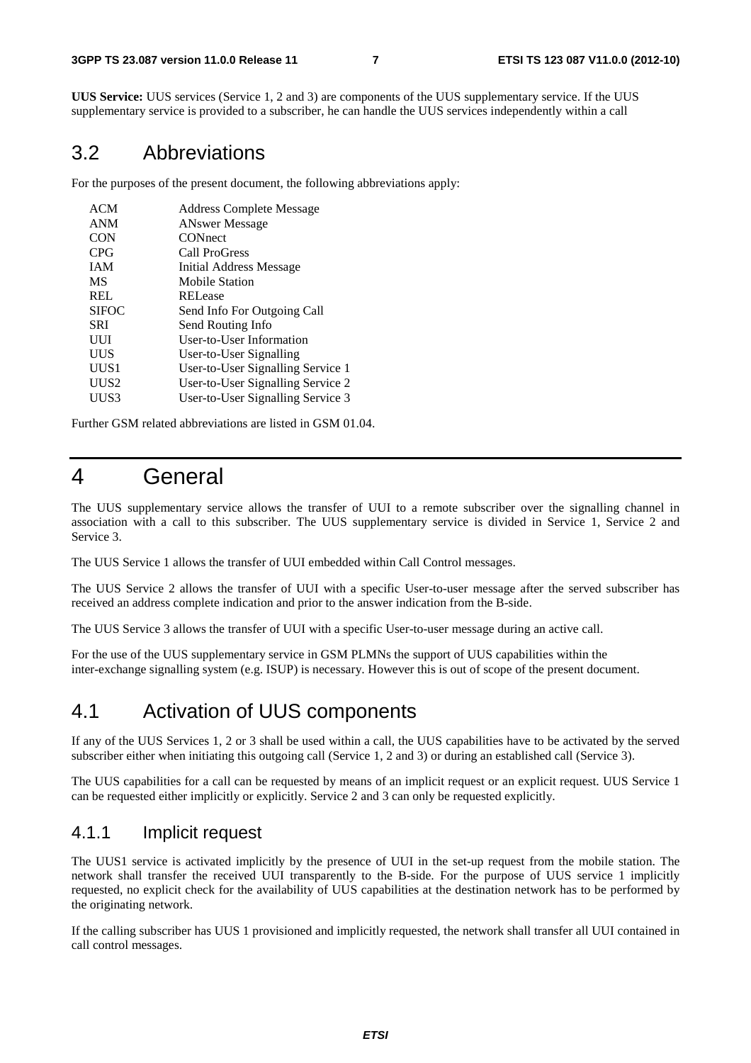**UUS Service:** UUS services (Service 1, 2 and 3) are components of the UUS supplementary service. If the UUS supplementary service is provided to a subscriber, he can handle the UUS services independently within a call

## 3.2 Abbreviations

For the purposes of the present document, the following abbreviations apply:

| | |
|---|---|
| ACM | Address Complete Message |
| ANM | ANswer Message |
| CON | CONnect |
| CPG | Call ProGress |
| IAM | Initial Address Message |
| MS | Mobile Station |
| REL | RELease |
| SIFOC | Send Info For Outgoing Call |
| SRI | Send Routing Info |
| UUI | User-to-User Information |
| UUS | User-to-User Signalling |
| UUS1 | User-to-User Signalling Service 1 |
| UUS2 | User-to-User Signalling Service 2 |
| UUS3 | User-to-User Signalling Service 3 |

Further GSM related abbreviations are listed in GSM 01.04.

# 4 General

The UUS supplementary service allows the transfer of UUI to a remote subscriber over the signalling channel in association with a call to this subscriber. The UUS supplementary service is divided in Service 1, Service 2 and Service 3.

The UUS Service 1 allows the transfer of UUI embedded within Call Control messages.

The UUS Service 2 allows the transfer of UUI with a specific User-to-user message after the served subscriber has received an address complete indication and prior to the answer indication from the B-side.

The UUS Service 3 allows the transfer of UUI with a specific User-to-user message during an active call.

For the use of the UUS supplementary service in GSM PLMNs the support of UUS capabilities within the inter-exchange signalling system (e.g. ISUP) is necessary. However this is out of scope of the present document.

## 4.1 Activation of UUS components

If any of the UUS Services 1, 2 or 3 shall be used within a call, the UUS capabilities have to be activated by the served subscriber either when initiating this outgoing call (Service 1, 2 and 3) or during an established call (Service 3).

The UUS capabilities for a call can be requested by means of an implicit request or an explicit request. UUS Service 1 can be requested either implicitly or explicitly. Service 2 and 3 can only be requested explicitly.

### 4.1.1 Implicit request

The UUS1 service is activated implicitly by the presence of UUI in the set-up request from the mobile station. The network shall transfer the received UUI transparently to the B-side. For the purpose of UUS service 1 implicitly requested, no explicit check for the availability of UUS capabilities at the destination network has to be performed by the originating network.

If the calling subscriber has UUS 1 provisioned and implicitly requested, the network shall transfer all UUI contained in call control messages.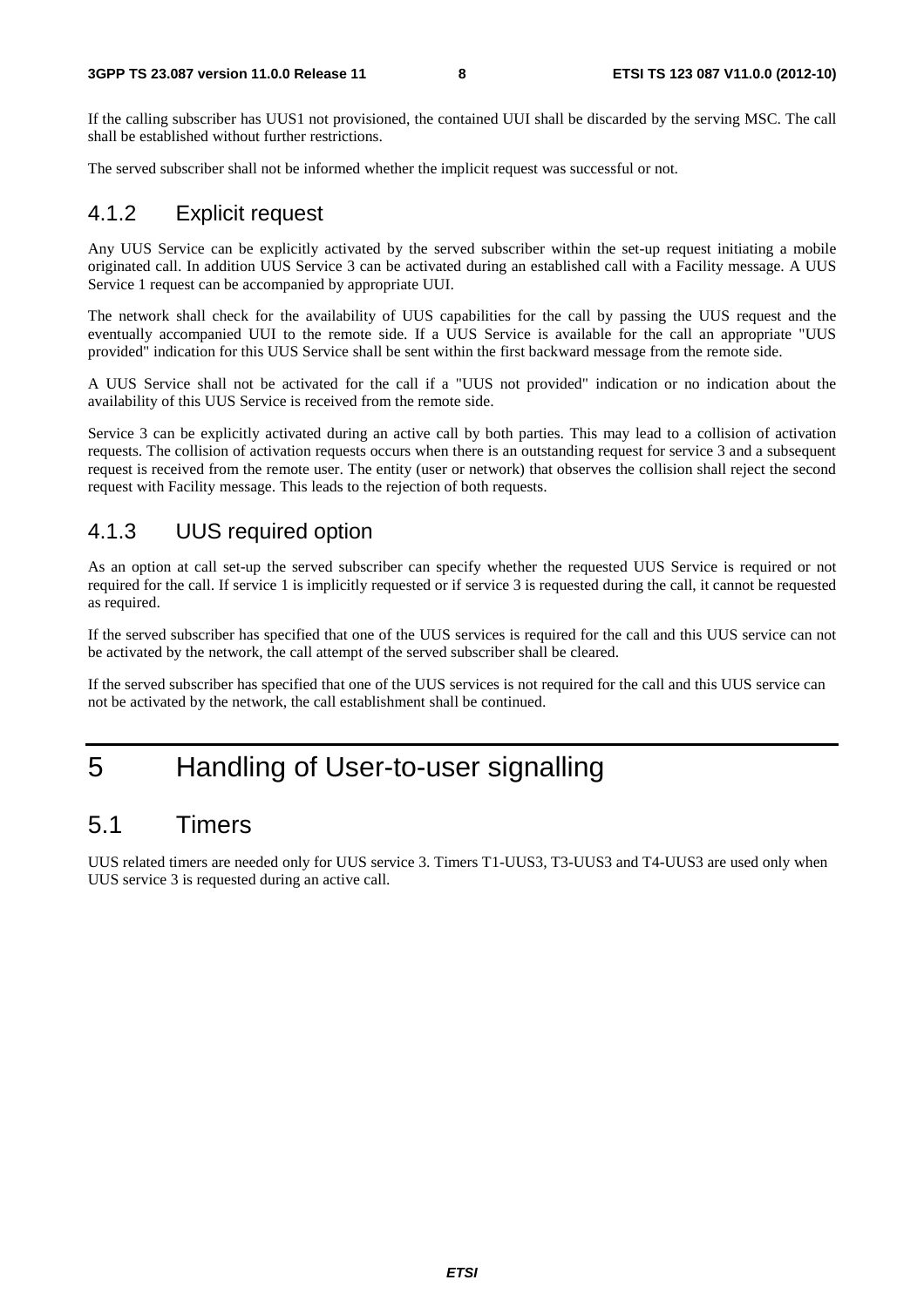If the calling subscriber has UUS1 not provisioned, the contained UUI shall be discarded by the serving MSC. The call shall be established without further restrictions.

The served subscriber shall not be informed whether the implicit request was successful or not.

### 4.1.2 Explicit request

Any UUS Service can be explicitly activated by the served subscriber within the set-up request initiating a mobile originated call. In addition UUS Service 3 can be activated during an established call with a Facility message. A UUS Service 1 request can be accompanied by appropriate UUI.

The network shall check for the availability of UUS capabilities for the call by passing the UUS request and the eventually accompanied UUI to the remote side. If a UUS Service is available for the call an appropriate "UUS provided" indication for this UUS Service shall be sent within the first backward message from the remote side.

A UUS Service shall not be activated for the call if a "UUS not provided" indication or no indication about the availability of this UUS Service is received from the remote side.

Service 3 can be explicitly activated during an active call by both parties. This may lead to a collision of activation requests. The collision of activation requests occurs when there is an outstanding request for service 3 and a subsequent request is received from the remote user. The entity (user or network) that observes the collision shall reject the second request with Facility message. This leads to the rejection of both requests.

### 4.1.3 UUS required option

As an option at call set-up the served subscriber can specify whether the requested UUS Service is required or not required for the call. If service 1 is implicitly requested or if service 3 is requested during the call, it cannot be requested as required.

If the served subscriber has specified that one of the UUS services is required for the call and this UUS service can not be activated by the network, the call attempt of the served subscriber shall be cleared.

If the served subscriber has specified that one of the UUS services is not required for the call and this UUS service can not be activated by the network, the call establishment shall be continued.

# 5 Handling of User-to-user signalling

## 5.1 Timers

UUS related timers are needed only for UUS service 3. Timers T1-UUS3, T3-UUS3 and T4-UUS3 are used only when UUS service 3 is requested during an active call.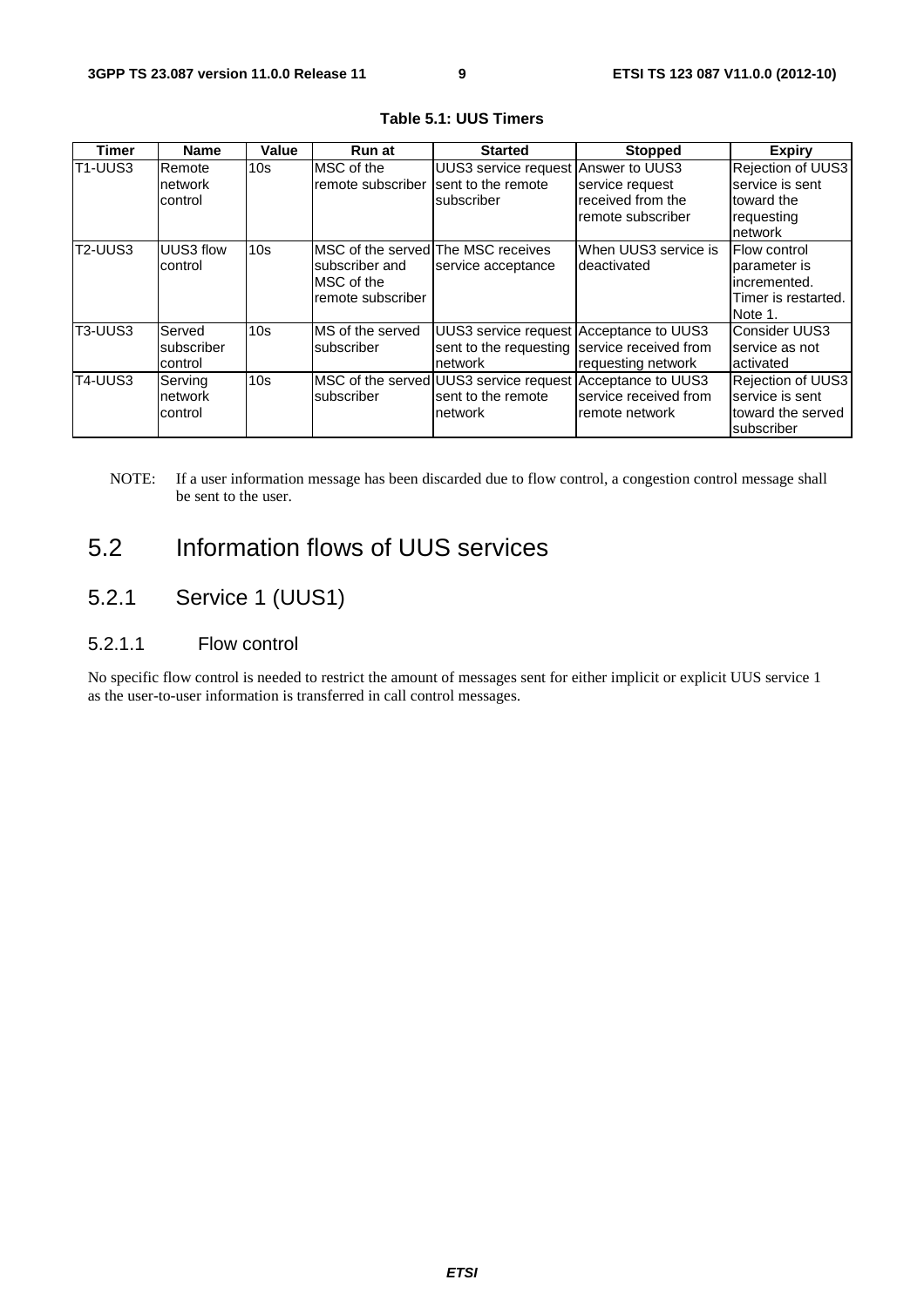**Table 5.1: UUS Timers**

| Timer | Name | Value | Run at | Started | Stopped | Expiry |
|---|---|---|---|---|---|---|
| T1-UUS3 | Remote network control | 10s | MSC of the remote subscriber | UUS3 service request sent to the remote subscriber | Answer to UUS3 service request received from the remote subscriber | Rejection of UUS3 service is sent toward the requesting network |
| T2-UUS3 | UUS3 flow control | 10s | MSC of the served subscriber and MSC of the remote subscriber | The MSC receives service acceptance | When UUS3 service is deactivated | Flow control parameter is incremented. Timer is restarted. Note 1. |
| T3-UUS3 | Served subscriber control | 10s | MS of the served subscriber | UUS3 service request sent to the requesting network | Acceptance to UUS3 service received from requesting network | Consider UUS3 service as not activated |
| T4-UUS3 | Serving network control | 10s | MSC of the served subscriber | UUS3 service request sent to the remote network | Acceptance to UUS3 service received from remote network | Rejection of UUS3 service is sent toward the served subscriber |

NOTE: If a user information message has been discarded due to flow control, a congestion control message shall be sent to the user.

## 5.2 Information flows of UUS services

### 5.2.1 Service 1 (UUS1)

#### 5.2.1.1 Flow control

No specific flow control is needed to restrict the amount of messages sent for either implicit or explicit UUS service 1 as the user-to-user information is transferred in call control messages.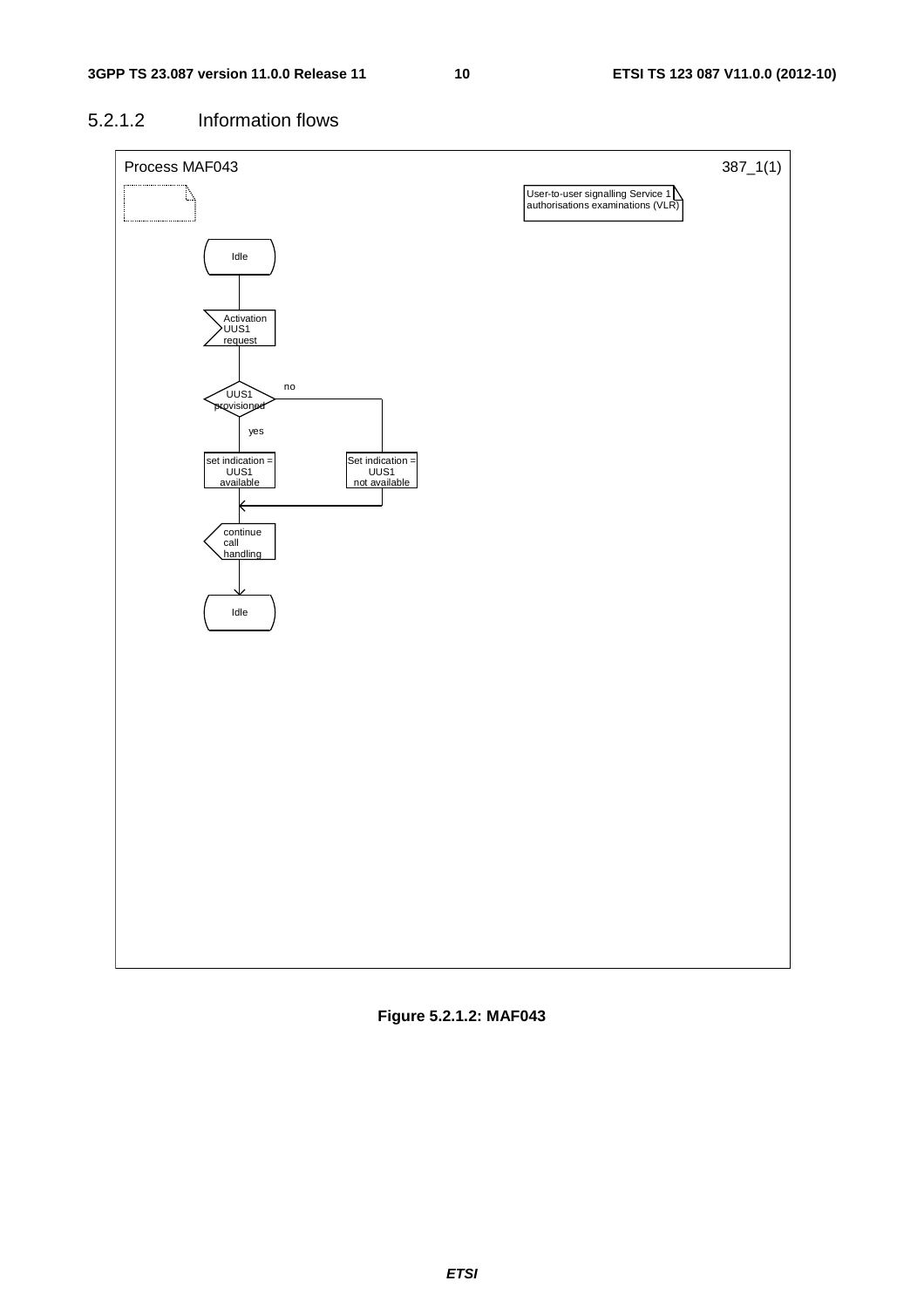### 5.2.1.2 Information flows

Process MAF043

387_1(1)

User-to-user signalling Service 1 authorisations examinations (VLR)

Idle

Activation UUS1 request

UUS1 provisioned

no

yes

set indication = UUS1 available

Set indication = UUS1 not available

continue call handling

Idle

**Figure 5.2.1.2: MAF043**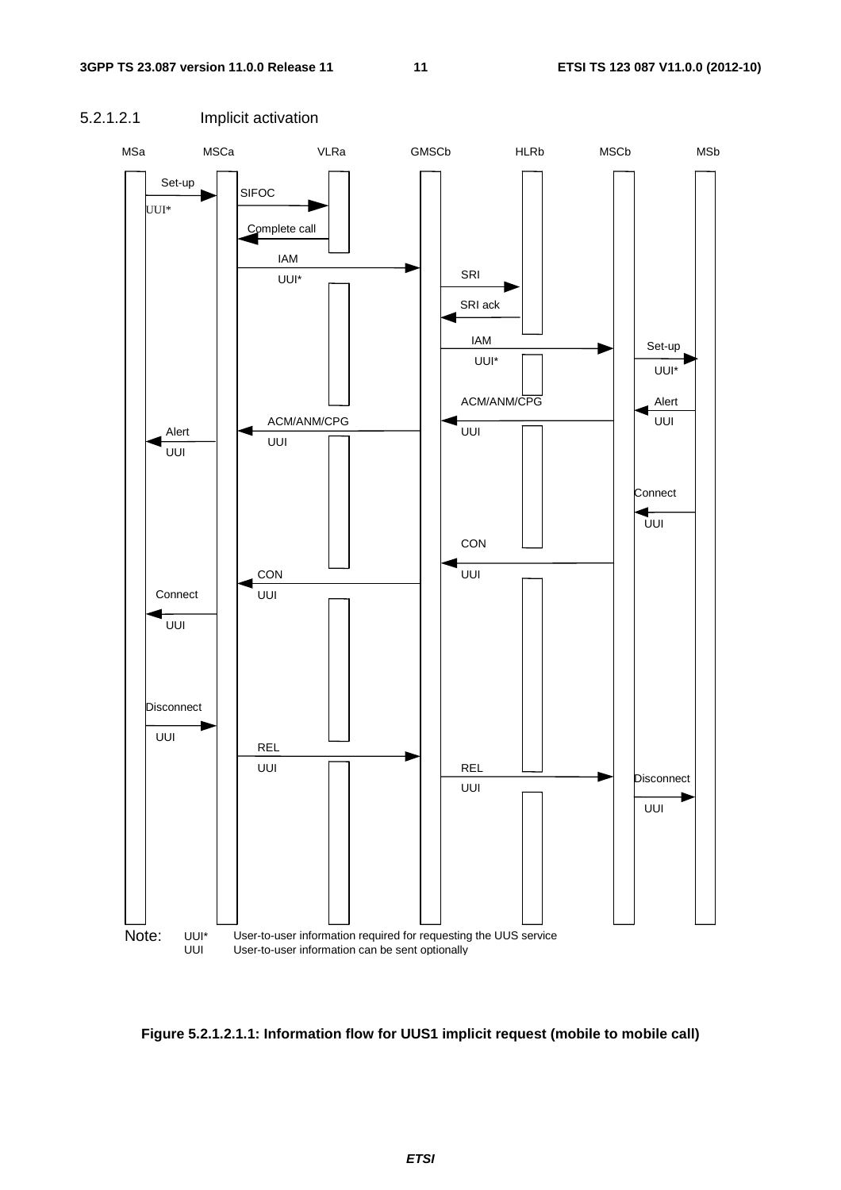##### 5.2.1.2.1 Implicit activation

MSa
MSCa
VLRa
GMSCb
HLRb
MSCb
MSb

Set-up
UUI*
SIFOC
Complete call
IAM
UUI*
SRI
SRI ack
IAM
UUI*
Set-up
UUI*
ACM/ANM/CPG
UUI
Alert
UUI
ACM/ANM/CPG
UUI
Alert
UUI
Connect
UUI
CON
UUI
CON
UUI
Connect
UUI
Disconnect
UUI
REL
UUI
REL
UUI
Disconnect
UUI

Note: UUI* User-to-user information required for requesting the UUS service
UUI User-to-user information can be sent optionally

**Figure 5.2.1.2.1.1: Information flow for UUS1 implicit request (mobile to mobile call)**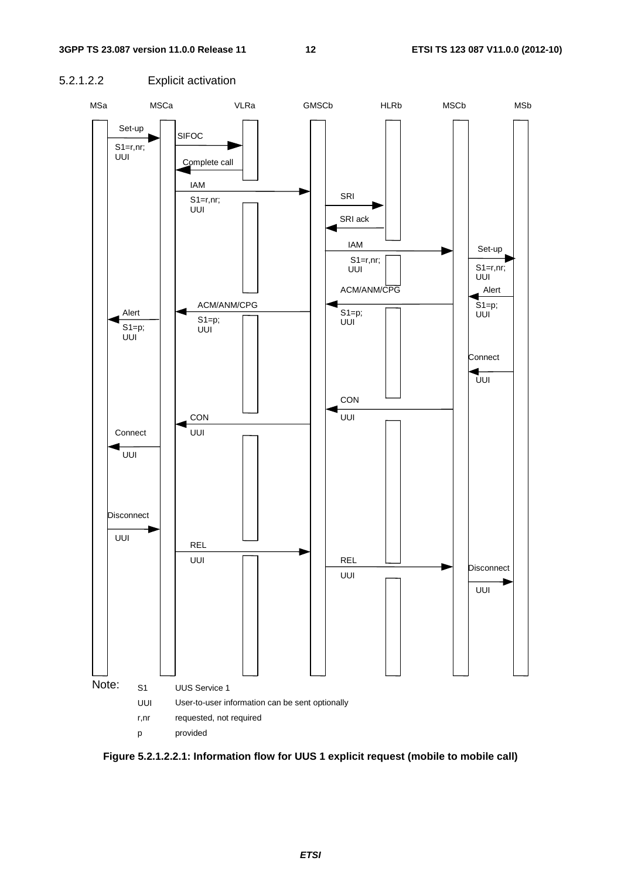#### 5.2.1.2.2 Explicit activation

MSa MSCa VLRa GMSCb HLRb MSCb MSb

Set-up
S1=r,nr;
UUI

SIFOC

Complete call

IAM
S1=r,nr;
UUI

SRI

SRI ack

IAM
S1=r,nr;
UUI

Set-up
S1=r,nr;
UUI

Alert
S1=p;
UUI

ACM/ANM/CPG
S1=p;
UUI

ACM/ANM/CPG
S1=p;
UUI

Alert
S1=p;
UUI

Connect
UUI

CON
UUI

CON
UUI

Connect
UUI

Disconnect
UUI

REL
UUI

REL
UUI

Disconnect
UUI

Note:
S1 UUS Service 1
UUI User-to-user information can be sent optionally
r,nr requested, not required
p provided

**Figure 5.2.1.2.2.1: Information flow for UUS 1 explicit request (mobile to mobile call)**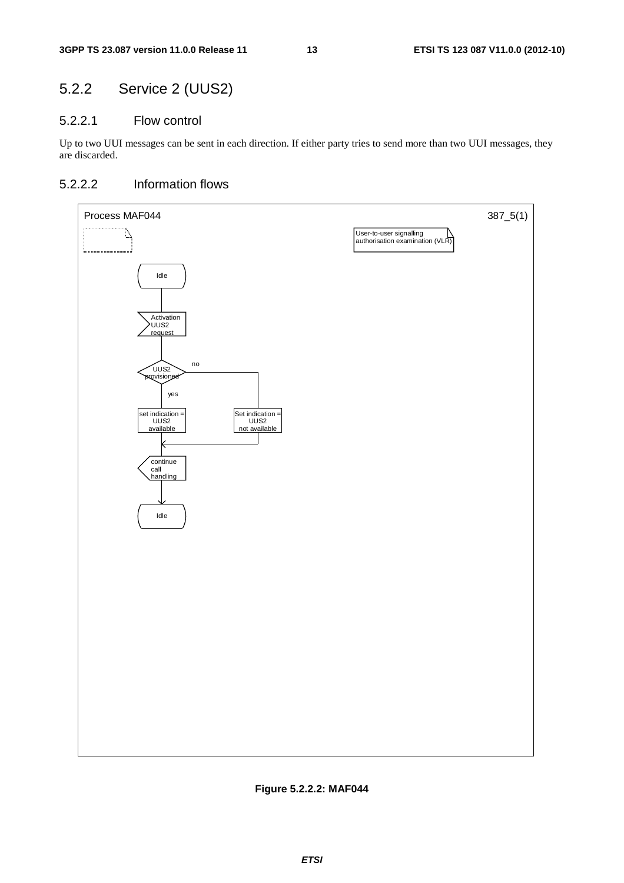## 5.2.2 Service 2 (UUS2)

### 5.2.2.1 Flow control

Up to two UUI messages can be sent in each direction. If either party tries to send more than two UUI messages, they are discarded.

### 5.2.2.2 Information flows

Process MAF044

387_5(1)

User-to-user signalling authorisation examination (VLR)

Idle

Activation UUS2 request

UUS2 provisioned

no

yes

set indication = UUS2 available

Set indication = UUS2 not available

continue call handling

Idle

**Figure 5.2.2.2: MAF044**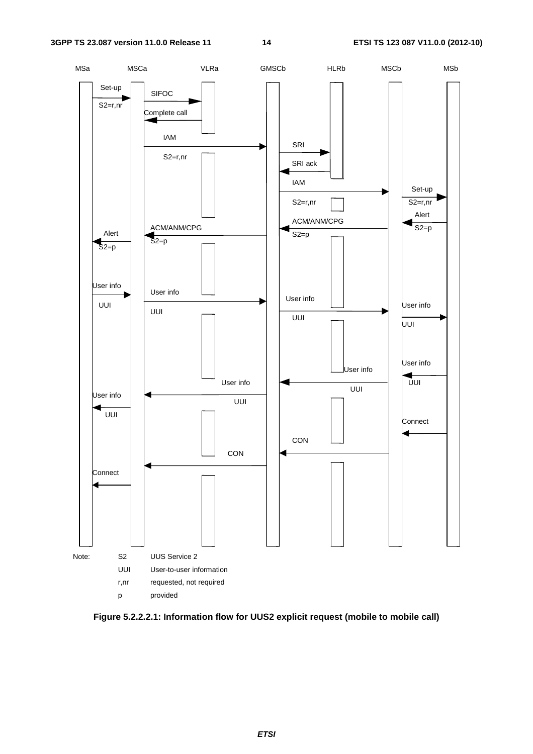MSa MSCa VLRa GMSCb HLRb MSCb MSb

Set-up
S2=r,nr
SIFOC
Complete call
IAM
S2=r,nr
SRI
SRI ack
IAM
S2=r,nr
Set-up
S2=r,nr
Alert
S2=p
ACM/ANM/CPG
S2=p
ACM/ANM/CPG
S2=p
Alert
S2=p
User info
UUI
User info
UUI
User info
UUI
User info
UUI
User info
UUI
User info
UUI
User info
UUI
User info
UUI
Connect
CON
CON
Connect

Note: S2 UUS Service 2
UUI User-to-user information
r,nr requested, not required
p provided

**Figure 5.2.2.2.1: Information flow for UUS2 explicit request (mobile to mobile call)**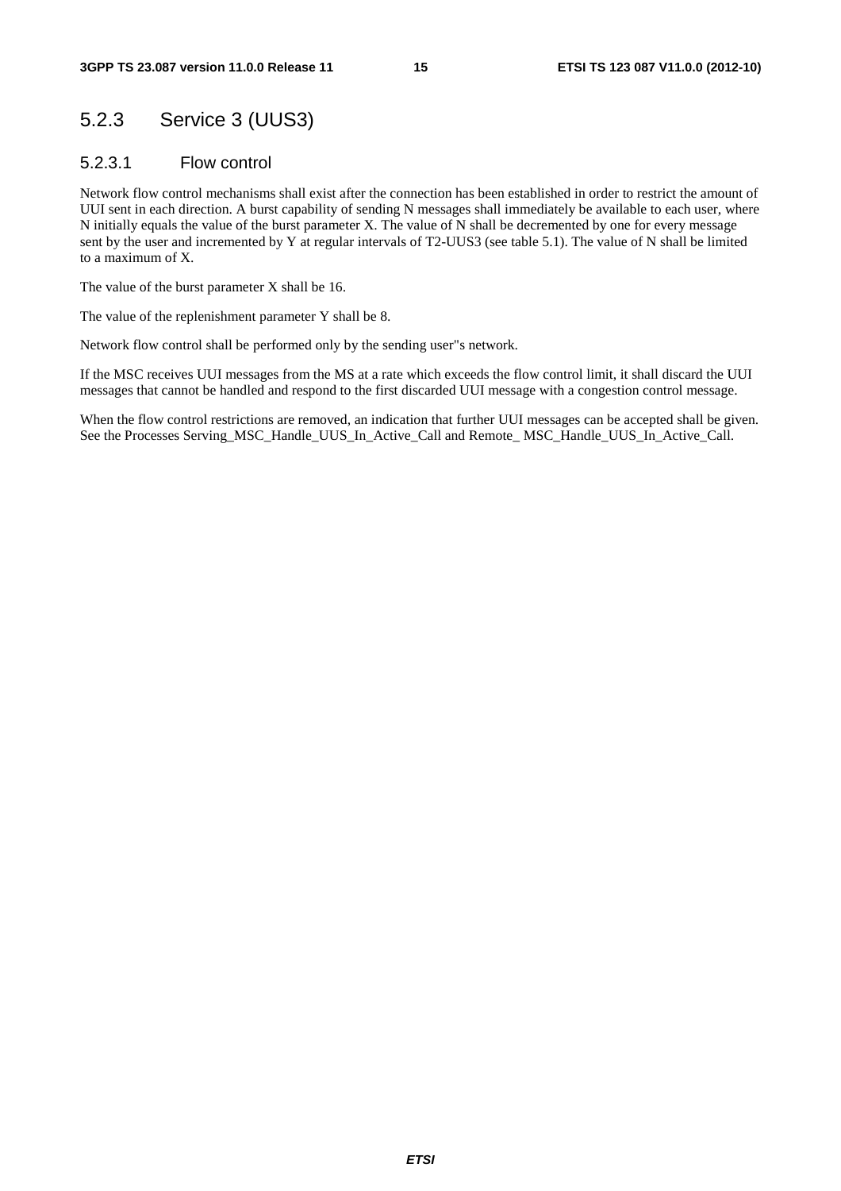### 5.2.3 Service 3 (UUS3)

#### 5.2.3.1 Flow control

Network flow control mechanisms shall exist after the connection has been established in order to restrict the amount of UUI sent in each direction. A burst capability of sending N messages shall immediately be available to each user, where N initially equals the value of the burst parameter X. The value of N shall be decremented by one for every message sent by the user and incremented by Y at regular intervals of T2-UUS3 (see table 5.1). The value of N shall be limited to a maximum of X.

The value of the burst parameter X shall be 16.

The value of the replenishment parameter Y shall be 8.

Network flow control shall be performed only by the sending user"s network.

If the MSC receives UUI messages from the MS at a rate which exceeds the flow control limit, it shall discard the UUI messages that cannot be handled and respond to the first discarded UUI message with a congestion control message.

When the flow control restrictions are removed, an indication that further UUI messages can be accepted shall be given. See the Processes Serving_MSC_Handle_UUS_In_Active_Call and Remote_ MSC_Handle_UUS_In_Active_Call.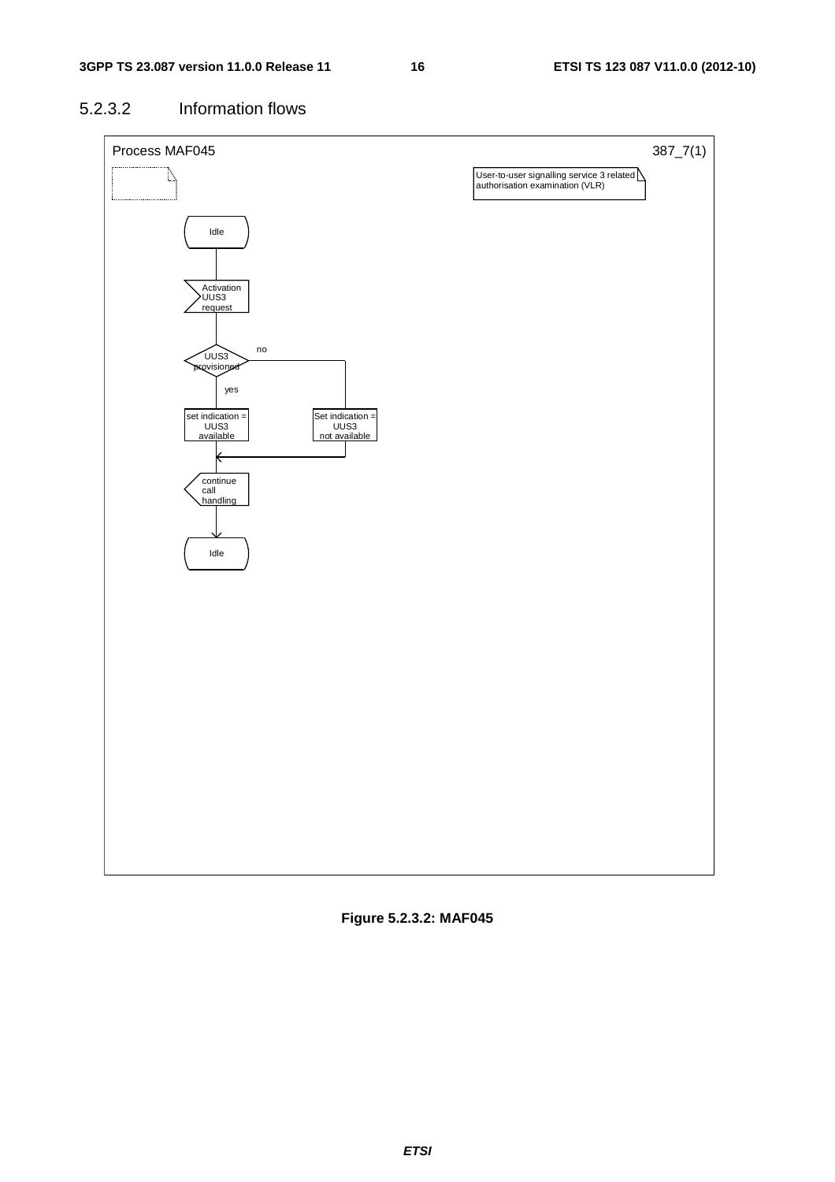### 5.2.3.2 Information flows

Process MAF045

387_7(1)

User-to-user signalling service 3 related authorisation examination (VLR)

Idle

Activation UUS3 request

UUS3 provisioned

no

yes

set indication = UUS3 available

Set indication = UUS3 not available

continue call handling

Idle

**Figure 5.2.3.2: MAF045**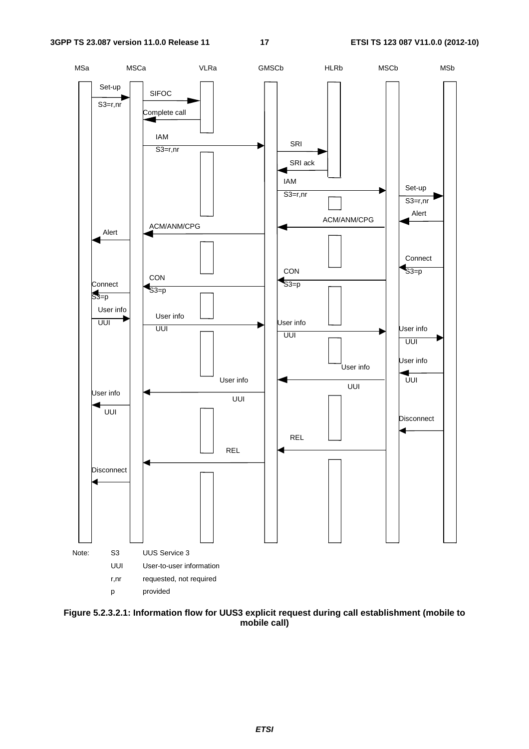MSa MSCa VLRa GMSCb HLRb MSCb MSb

Set-up
S3=r,nr
SIFOC
Complete call
IAM
S3=r,nr
SRI
SRI ack
IAM
S3=r,nr
Set-up
S3=r,nr
Alert
ACM/ANM/CPG
ACM/ANM/CPG
Alert
Connect
S3=p
CON
S3=p
CON
S3=p
Connect
S3=p
User info
UUI
User info
UUI
User info
UUI
User info
UUI
User info
UUI
User info
UUI
User info
UUI
User info
UUI
Disconnect
REL
REL
Disconnect

Note: S3 UUS Service 3
UUI User-to-user information
r,nr requested, not required
p provided

**Figure 5.2.3.2.1: Information flow for UUS3 explicit request during call establishment (mobile to mobile call)**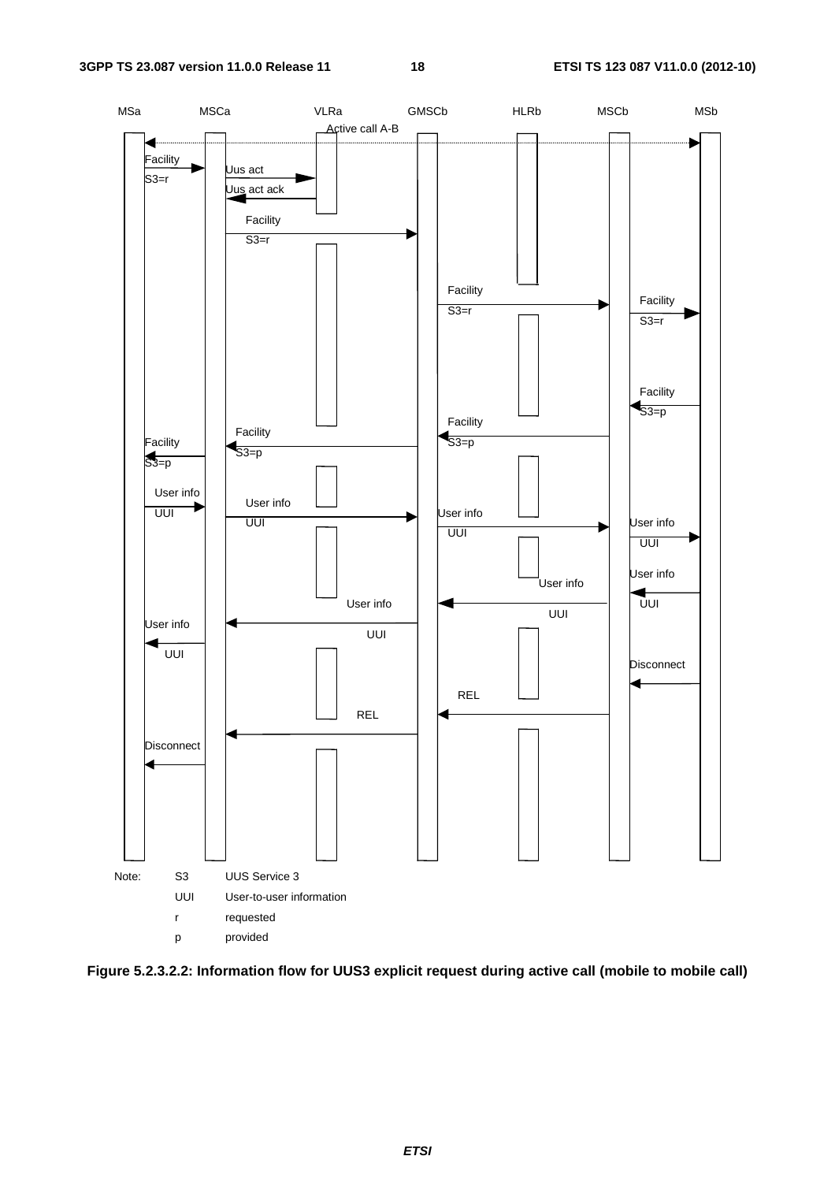MSa MSCa VLRa GMSCb HLRb MSCb MSb

Active call A-B

Facility
S3=r

Uus act

Uus act ack

Facility
S3=r

Facility
S3=r

Facility
S3=r

Facility
S3=p

Facility
S3=p

Facility
S3=p

Facility
S3=p

User info
UUI

User info
UUI

User info
UUI

User info
UUI

User info
UUI

User info
UUI

User info
UUI

User info
UUI

Disconnect

REL

REL

Disconnect

Note: S3 UUS Service 3
UUI User-to-user information
r requested
p provided

**Figure 5.2.3.2.2: Information flow for UUS3 explicit request during active call (mobile to mobile call)**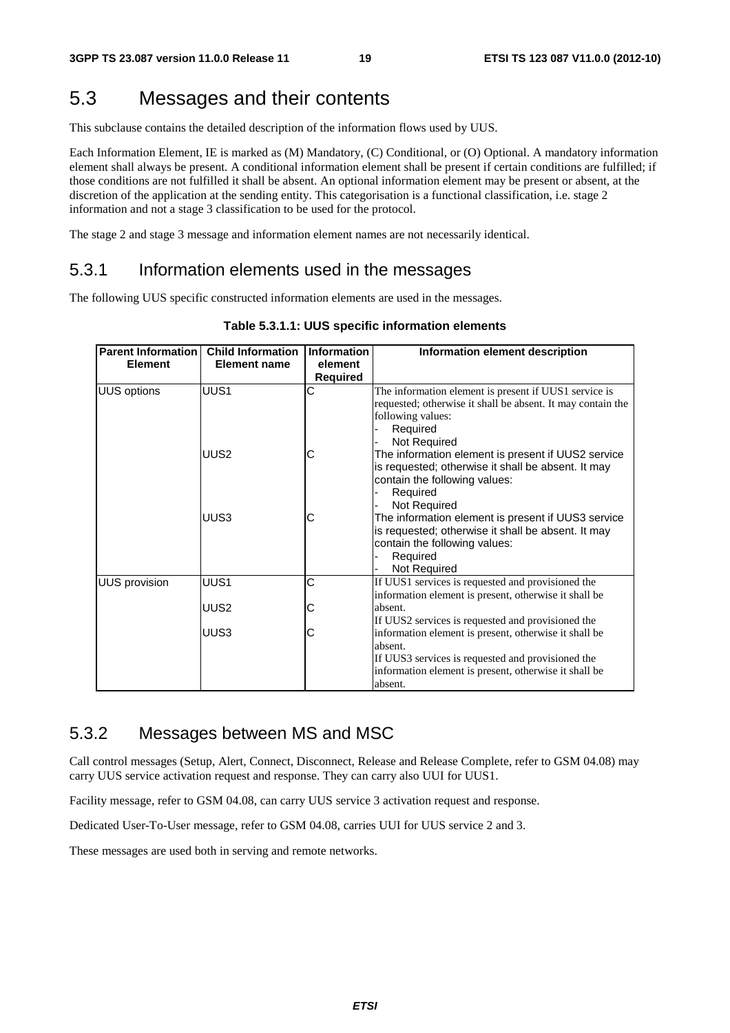# 5.3 Messages and their contents

This subclause contains the detailed description of the information flows used by UUS.

Each Information Element, IE is marked as (M) Mandatory, (C) Conditional, or (O) Optional. A mandatory information element shall always be present. A conditional information element shall be present if certain conditions are fulfilled; if those conditions are not fulfilled it shall be absent. An optional information element may be present or absent, at the discretion of the application at the sending entity. This categorisation is a functional classification, i.e. stage 2 information and not a stage 3 classification to be used for the protocol.

The stage 2 and stage 3 message and information element names are not necessarily identical.

## 5.3.1 Information elements used in the messages

The following UUS specific constructed information elements are used in the messages.

**Table 5.3.1.1: UUS specific information elements**

| Parent Information Element | Child Information Element name | Information element Required | Information element description |
|---|---|---|---|
| UUS options | UUS1 | C | The information element is present if UUS1 service is requested; otherwise it shall be absent. It may contain the following values: <br>- Required <br>- Not Required |
| | UUS2 | C | The information element is present if UUS2 service is requested; otherwise it shall be absent. It may contain the following values: <br>- Required <br>- Not Required |
| | UUS3 | C | The information element is present if UUS3 service is requested; otherwise it shall be absent. It may contain the following values: <br>- Required <br>- Not Required |
| UUS provision | UUS1 | C | If UUS1 services is requested and provisioned the information element is present, otherwise it shall be absent. |
| | UUS2 | C | If UUS2 services is requested and provisioned the information element is present, otherwise it shall be absent. |
| | UUS3 | C | If UUS3 services is requested and provisioned the information element is present, otherwise it shall be absent. |

## 5.3.2 Messages between MS and MSC

Call control messages (Setup, Alert, Connect, Disconnect, Release and Release Complete, refer to GSM 04.08) may carry UUS service activation request and response. They can carry also UUI for UUS1.

Facility message, refer to GSM 04.08, can carry UUS service 3 activation request and response.

Dedicated User-To-User message, refer to GSM 04.08, carries UUI for UUS service 2 and 3.

These messages are used both in serving and remote networks.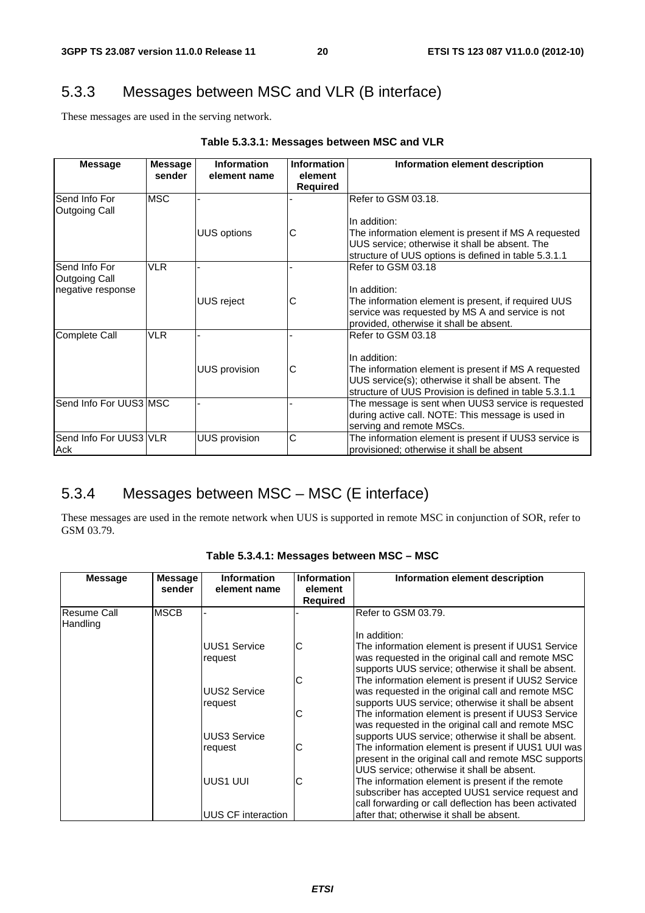## 5.3.3 Messages between MSC and VLR (B interface)

These messages are used in the serving network.

**Table 5.3.3.1: Messages between MSC and VLR**

| Message | Message sender | Information element name | Information element Required | Information element description |
|---|---|---|---|---|
| Send Info For Outgoing Call | MSC | - | - | Refer to GSM 03.18.<br><br>In addition: |
| | | UUS options | C | The information element is present if MS A requested UUS service; otherwise it shall be absent. The structure of UUS options is defined in table 5.3.1.1 |
| Send Info For Outgoing Call negative response | VLR | - | - | Refer to GSM 03.18<br><br>In addition: |
| | | UUS reject | C | The information element is present, if required UUS service was requested by MS A and service is not provided, otherwise it shall be absent. |
| Complete Call | VLR | - | - | Refer to GSM 03.18<br><br>In addition: |
| | | UUS provision | C | The information element is present if MS A requested UUS service(s); otherwise it shall be absent. The structure of UUS Provision is defined in table 5.3.1.1 |
| Send Info For UUS3 | MSC | - | - | The message is sent when UUS3 service is requested during active call. NOTE: This message is used in serving and remote MSCs. |
| Send Info For UUS3 Ack | VLR | UUS provision | C | The information element is present if UUS3 service is provisioned; otherwise it shall be absent |

## 5.3.4 Messages between MSC – MSC (E interface)

These messages are used in the remote network when UUS is supported in remote MSC in conjunction of SOR, refer to GSM 03.79.

**Table 5.3.4.1: Messages between MSC – MSC**

| Message | Message sender | Information element name | Information element Required | Information element description |
|---|---|---|---|---|
| Resume Call Handling | MSCB | - | - | Refer to GSM 03.79.<br><br>In addition: |
| | | UUS1 Service request | C | The information element is present if UUS1 Service was requested in the original call and remote MSC supports UUS service; otherwise it shall be absent. |
| | | UUS2 Service request | C | The information element is present if UUS2 Service was requested in the original call and remote MSC supports UUS service; otherwise it shall be absent |
| | | UUS3 Service request | C | The information element is present if UUS3 Service was requested in the original call and remote MSC supports UUS service; otherwise it shall be absent. |
| | | UUS1 UUI | C | The information element is present if UUS1 UUI was present in the original call and remote MSC supports UUS service; otherwise it shall be absent. |
| | | UUS CF interaction | C | The information element is present if the remote subscriber has accepted UUS1 service request and call forwarding or call deflection has been activated after that; otherwise it shall be absent. |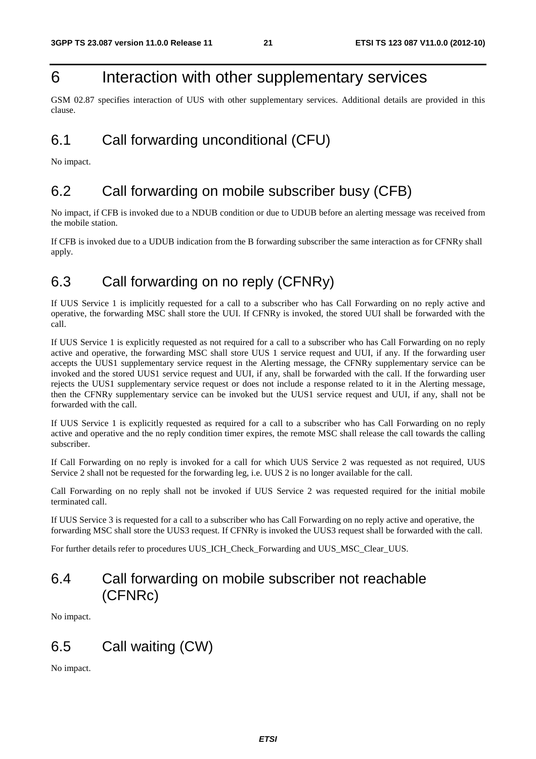# 6 Interaction with other supplementary services

GSM 02.87 specifies interaction of UUS with other supplementary services. Additional details are provided in this clause.

## 6.1 Call forwarding unconditional (CFU)

No impact.

## 6.2 Call forwarding on mobile subscriber busy (CFB)

No impact, if CFB is invoked due to a NDUB condition or due to UDUB before an alerting message was received from the mobile station.

If CFB is invoked due to a UDUB indication from the B forwarding subscriber the same interaction as for CFNRy shall apply.

## 6.3 Call forwarding on no reply (CFNRy)

If UUS Service 1 is implicitly requested for a call to a subscriber who has Call Forwarding on no reply active and operative, the forwarding MSC shall store the UUI. If CFNRy is invoked, the stored UUI shall be forwarded with the call.

If UUS Service 1 is explicitly requested as not required for a call to a subscriber who has Call Forwarding on no reply active and operative, the forwarding MSC shall store UUS 1 service request and UUI, if any. If the forwarding user accepts the UUS1 supplementary service request in the Alerting message, the CFNRy supplementary service can be invoked and the stored UUS1 service request and UUI, if any, shall be forwarded with the call. If the forwarding user rejects the UUS1 supplementary service request or does not include a response related to it in the Alerting message, then the CFNRy supplementary service can be invoked but the UUS1 service request and UUI, if any, shall not be forwarded with the call.

If UUS Service 1 is explicitly requested as required for a call to a subscriber who has Call Forwarding on no reply active and operative and the no reply condition timer expires, the remote MSC shall release the call towards the calling subscriber.

If Call Forwarding on no reply is invoked for a call for which UUS Service 2 was requested as not required, UUS Service 2 shall not be requested for the forwarding leg, i.e. UUS 2 is no longer available for the call.

Call Forwarding on no reply shall not be invoked if UUS Service 2 was requested required for the initial mobile terminated call.

If UUS Service 3 is requested for a call to a subscriber who has Call Forwarding on no reply active and operative, the forwarding MSC shall store the UUS3 request. If CFNRy is invoked the UUS3 request shall be forwarded with the call.

For further details refer to procedures UUS_ICH_Check_Forwarding and UUS_MSC_Clear_UUS.

## 6.4 Call forwarding on mobile subscriber not reachable (CFNRc)

No impact.

## 6.5 Call waiting (CW)

No impact.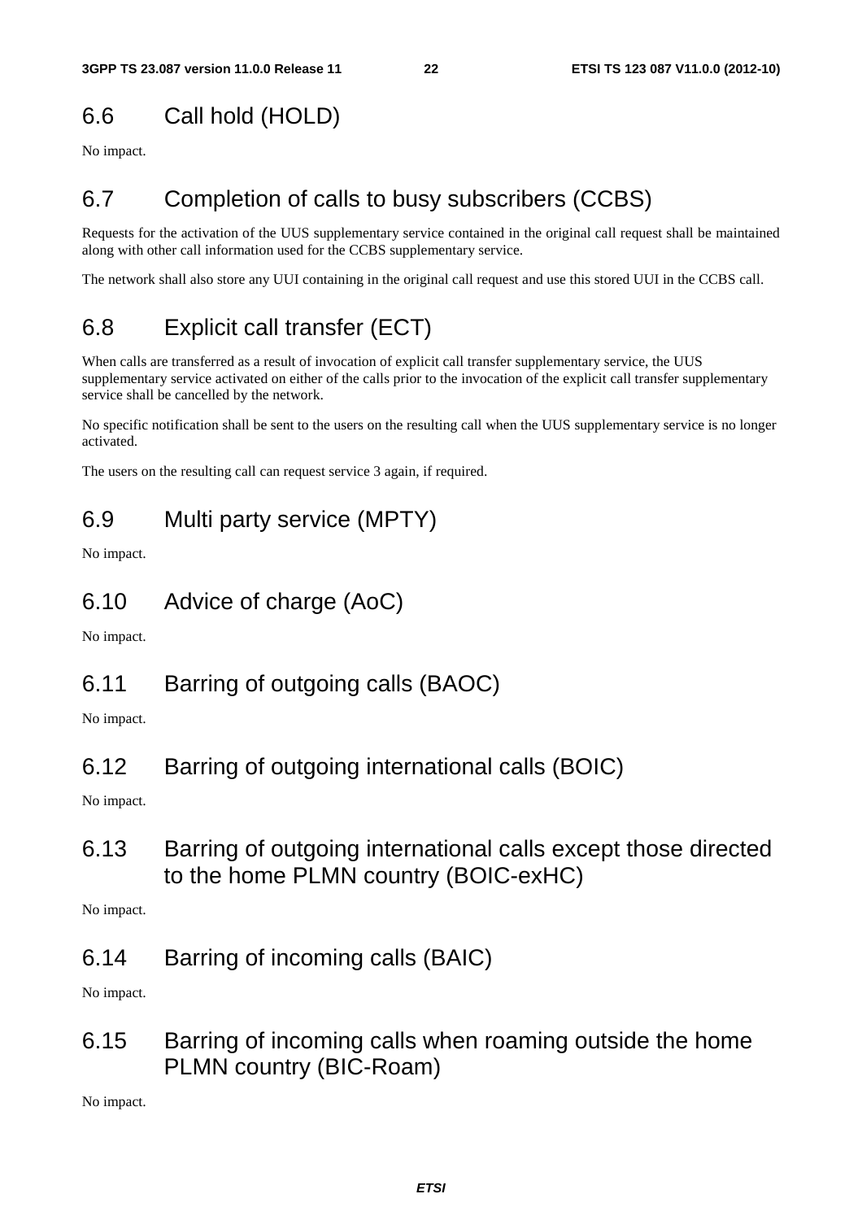## 6.6 Call hold (HOLD)

No impact.

## 6.7 Completion of calls to busy subscribers (CCBS)

Requests for the activation of the UUS supplementary service contained in the original call request shall be maintained along with other call information used for the CCBS supplementary service.

The network shall also store any UUI containing in the original call request and use this stored UUI in the CCBS call.

## 6.8 Explicit call transfer (ECT)

When calls are transferred as a result of invocation of explicit call transfer supplementary service, the UUS supplementary service activated on either of the calls prior to the invocation of the explicit call transfer supplementary service shall be cancelled by the network.

No specific notification shall be sent to the users on the resulting call when the UUS supplementary service is no longer activated.

The users on the resulting call can request service 3 again, if required.

## 6.9 Multi party service (MPTY)

No impact.

## 6.10 Advice of charge (AoC)

No impact.

## 6.11 Barring of outgoing calls (BAOC)

No impact.

## 6.12 Barring of outgoing international calls (BOIC)

No impact.

## 6.13 Barring of outgoing international calls except those directed to the home PLMN country (BOIC-exHC)

No impact.

## 6.14 Barring of incoming calls (BAIC)

No impact.

## 6.15 Barring of incoming calls when roaming outside the home PLMN country (BIC-Roam)

No impact.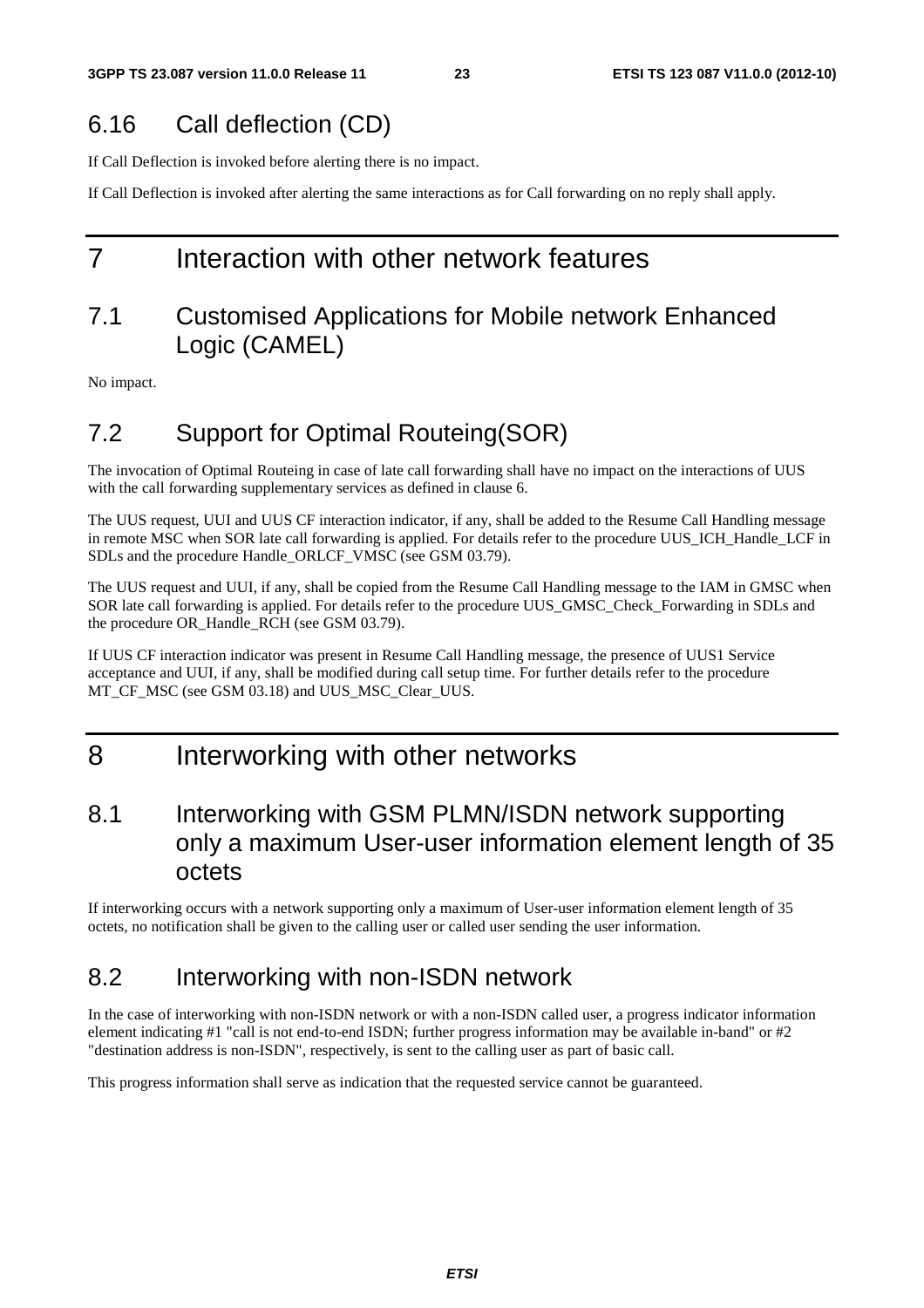## 6.16 Call deflection (CD)

If Call Deflection is invoked before alerting there is no impact.

If Call Deflection is invoked after alerting the same interactions as for Call forwarding on no reply shall apply.

# 7 Interaction with other network features

## 7.1 Customised Applications for Mobile network Enhanced Logic (CAMEL)

No impact.

## 7.2 Support for Optimal Routeing(SOR)

The invocation of Optimal Routeing in case of late call forwarding shall have no impact on the interactions of UUS with the call forwarding supplementary services as defined in clause 6.

The UUS request, UUI and UUS CF interaction indicator, if any, shall be added to the Resume Call Handling message in remote MSC when SOR late call forwarding is applied. For details refer to the procedure UUS_ICH_Handle_LCF in SDLs and the procedure Handle_ORLCF_VMSC (see GSM 03.79).

The UUS request and UUI, if any, shall be copied from the Resume Call Handling message to the IAM in GMSC when SOR late call forwarding is applied. For details refer to the procedure UUS_GMSC_Check_Forwarding in SDLs and the procedure OR_Handle_RCH (see GSM 03.79).

If UUS CF interaction indicator was present in Resume Call Handling message, the presence of UUS1 Service acceptance and UUI, if any, shall be modified during call setup time. For further details refer to the procedure MT_CF_MSC (see GSM 03.18) and UUS_MSC_Clear_UUS.

# 8 Interworking with other networks

## 8.1 Interworking with GSM PLMN/ISDN network supporting only a maximum User-user information element length of 35 octets

If interworking occurs with a network supporting only a maximum of User-user information element length of 35 octets, no notification shall be given to the calling user or called user sending the user information.

## 8.2 Interworking with non-ISDN network

In the case of interworking with non-ISDN network or with a non-ISDN called user, a progress indicator information element indicating #1 "call is not end-to-end ISDN; further progress information may be available in-band" or #2 "destination address is non-ISDN", respectively, is sent to the calling user as part of basic call.

This progress information shall serve as indication that the requested service cannot be guaranteed.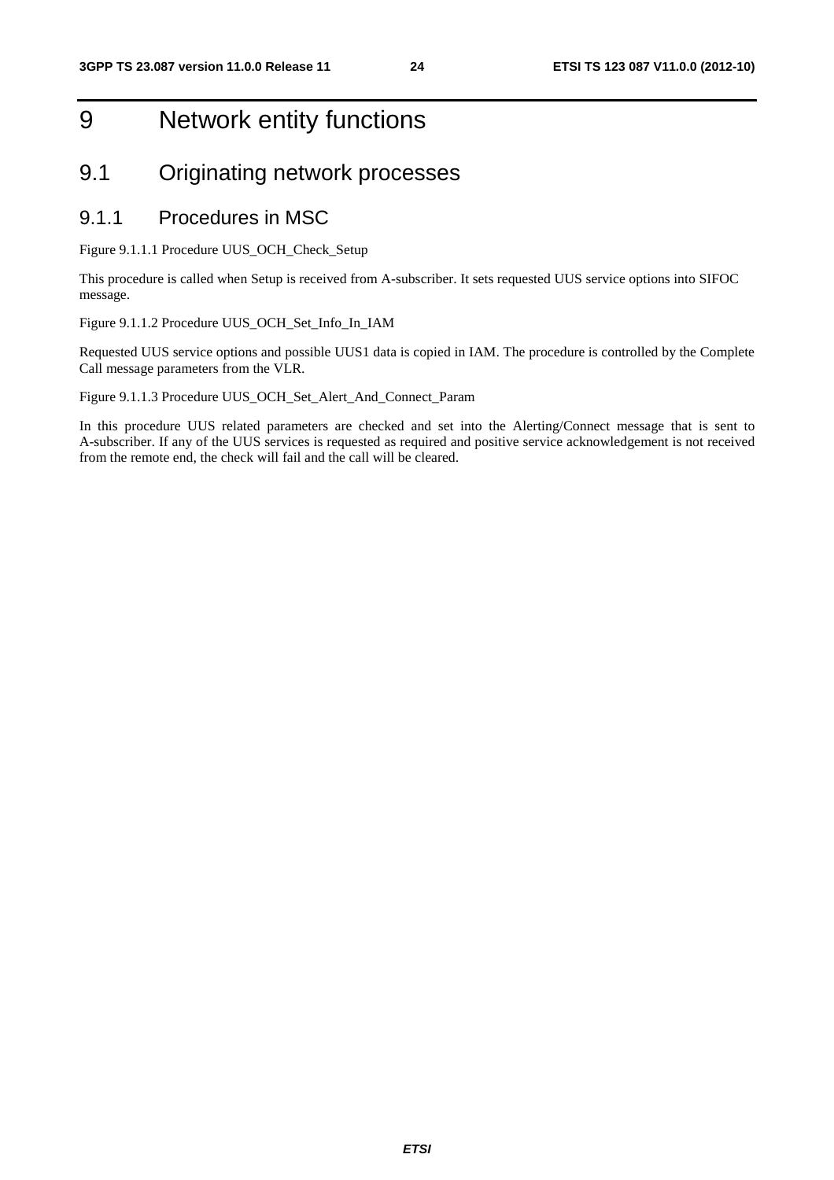# 9 Network entity functions

## 9.1 Originating network processes

### 9.1.1 Procedures in MSC

Figure 9.1.1.1 Procedure UUS_OCH_Check_Setup

This procedure is called when Setup is received from A-subscriber. It sets requested UUS service options into SIFOC message.

Figure 9.1.1.2 Procedure UUS_OCH_Set_Info_In_IAM

Requested UUS service options and possible UUS1 data is copied in IAM. The procedure is controlled by the Complete Call message parameters from the VLR.

Figure 9.1.1.3 Procedure UUS_OCH_Set_Alert_And_Connect_Param

In this procedure UUS related parameters are checked and set into the Alerting/Connect message that is sent to A-subscriber. If any of the UUS services is requested as required and positive service acknowledgement is not received from the remote end, the check will fail and the call will be cleared.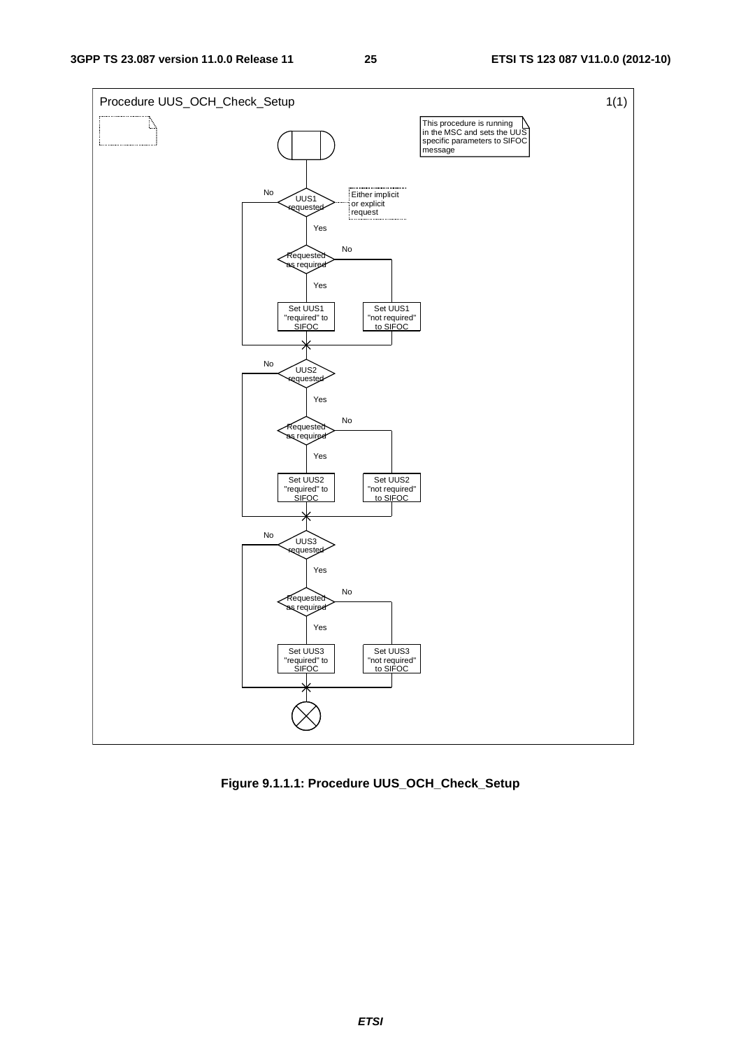Procedure UUS_OCH_Check_Setup

1(1)

This procedure is running in the MSC and sets the UUS specific parameters to SIFOC message

UUS1 requested

Either implicit or explicit request

No

Yes

Requested as required

No

Yes

Set UUS1 "required" to SIFOC

Set UUS1 "not required" to SIFOC

UUS2 requested

No

Yes

Requested as required

No

Yes

Set UUS2 "required" to SIFOC

Set UUS2 "not required" to SIFOC

UUS3 requested

No

Yes

Requested as required

No

Yes

Set UUS3 "required" to SIFOC

Set UUS3 "not required" to SIFOC

**Figure 9.1.1.1: Procedure UUS_OCH_Check_Setup**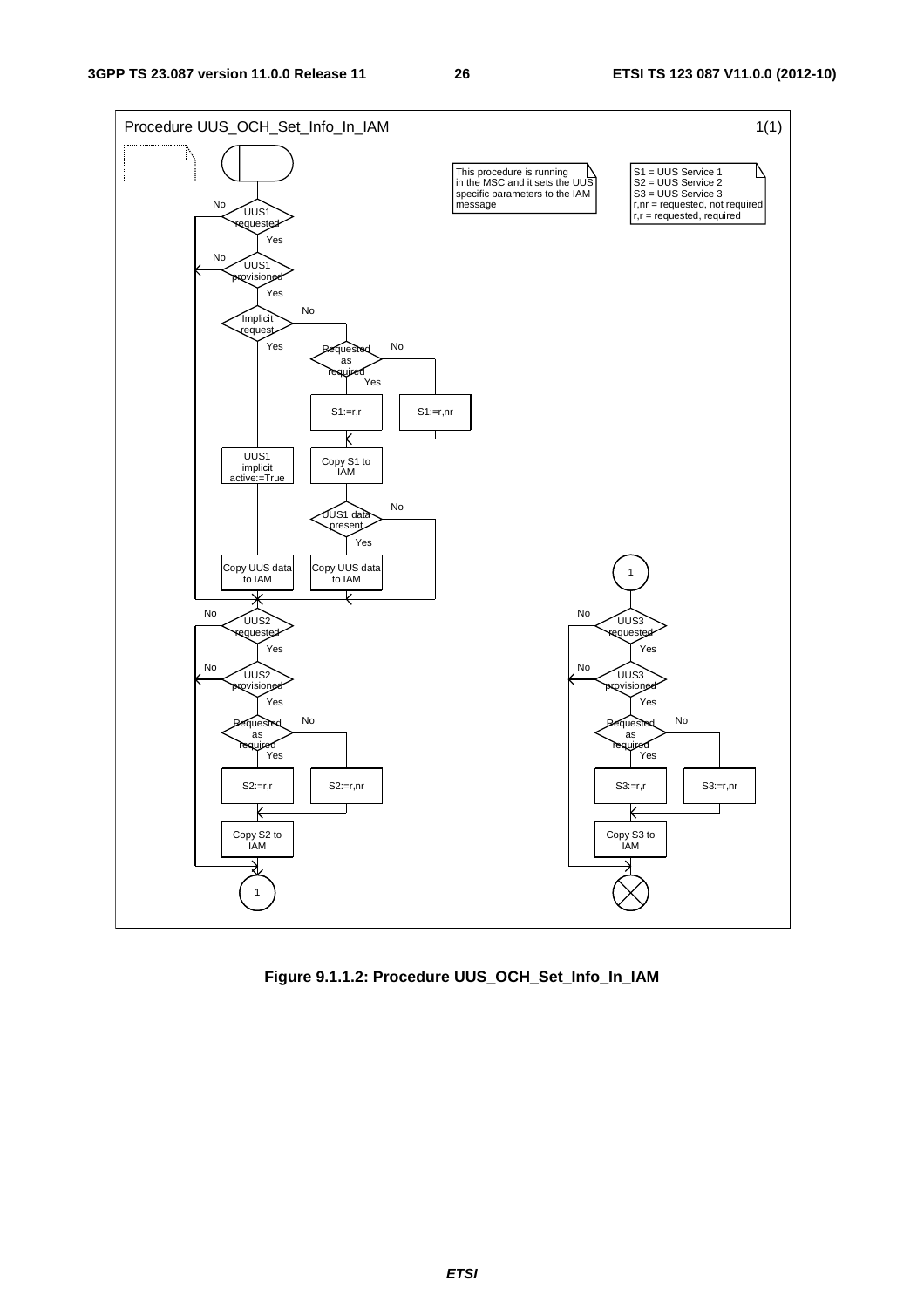Procedure UUS_OCH_Set_Info_In_IAM

1(1)

This procedure is running in the MSC and it sets the UUS specific parameters to the IAM message

S1 = UUS Service 1
S2 = UUS Service 2
S3 = UUS Service 3
r,nr = requested, not required
r,r = requested, required

UUS1 requested
Yes
No

UUS1 provisioned
Yes
No

Implicit request
Yes
No

Requested as required
Yes
No

S1:=r,r

S1:=r,nr

UUS1 implicit active:=True

Copy S1 to IAM

UUS1 data present
Yes
No

Copy UUS data to IAM

Copy UUS data to IAM

UUS2 requested
Yes
No

UUS2 provisioned
Yes
No

Requested as required
Yes
No

S2:=r,r

S2:=r,nr

Copy S2 to IAM

1

1

UUS3 requested
Yes
No

UUS3 provisioned
Yes
No

Requested as required
Yes
No

S3:=r,r

S3:=r,nr

Copy S3 to IAM

**Figure 9.1.1.2: Procedure UUS_OCH_Set_Info_In_IAM**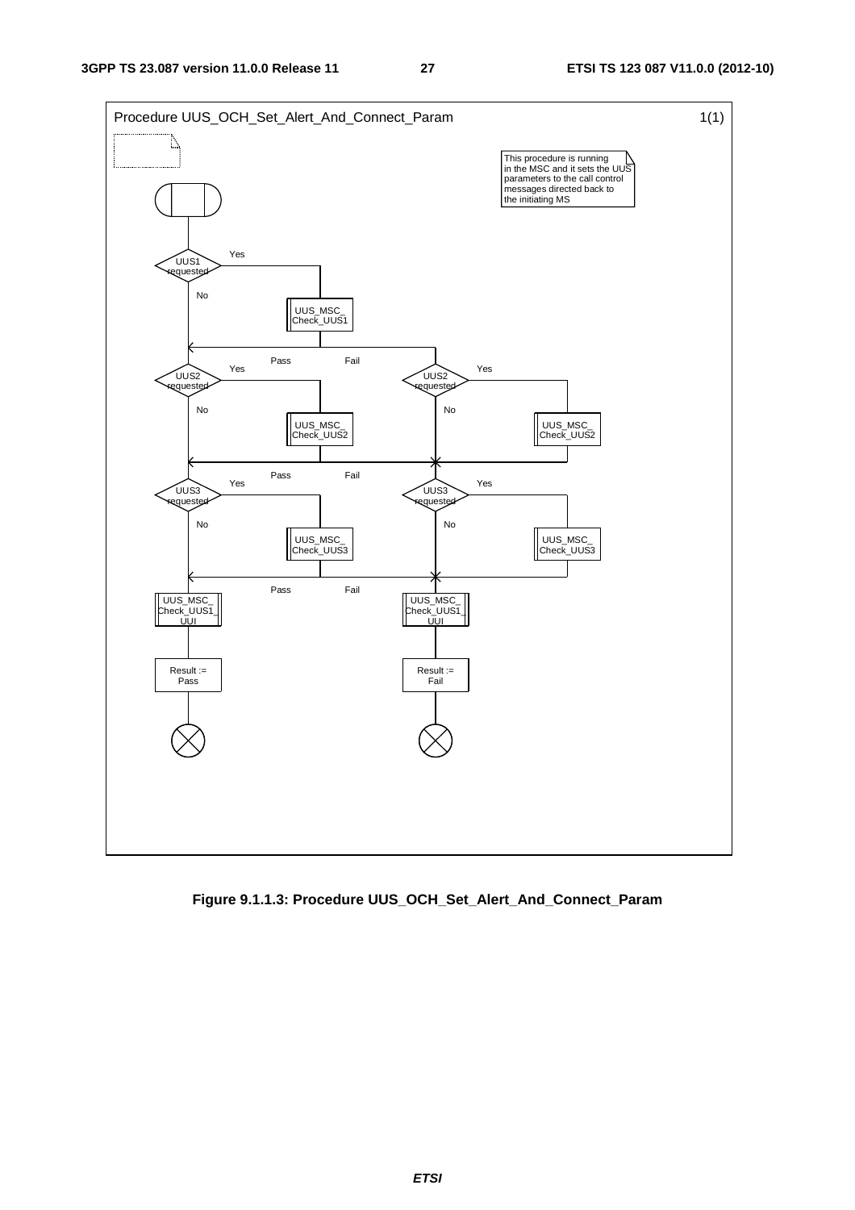Procedure UUS_OCH_Set_Alert_And_Connect_Param 1(1)

This procedure is running in the MSC and it sets the UUS parameters to the call control messages directed back to the initiating MS

UUS1 requested — Yes / No

UUS_MSC_ Check_UUS1

Pass / Fail

UUS2 requested — Yes / No

UUS_MSC_ Check_UUS2

UUS2 requested — Yes / No

UUS_MSC_ Check_UUS2

Pass / Fail

UUS3 requested — Yes / No

UUS_MSC_ Check_UUS3

UUS3 requested — Yes / No

UUS_MSC_ Check_UUS3

Pass / Fail

UUS_MSC_ Check_UUS1_ UUI

UUS_MSC_ Check_UUS1_ UUI

Result := Pass

Result := Fail

**Figure 9.1.1.3: Procedure UUS_OCH_Set_Alert_And_Connect_Param**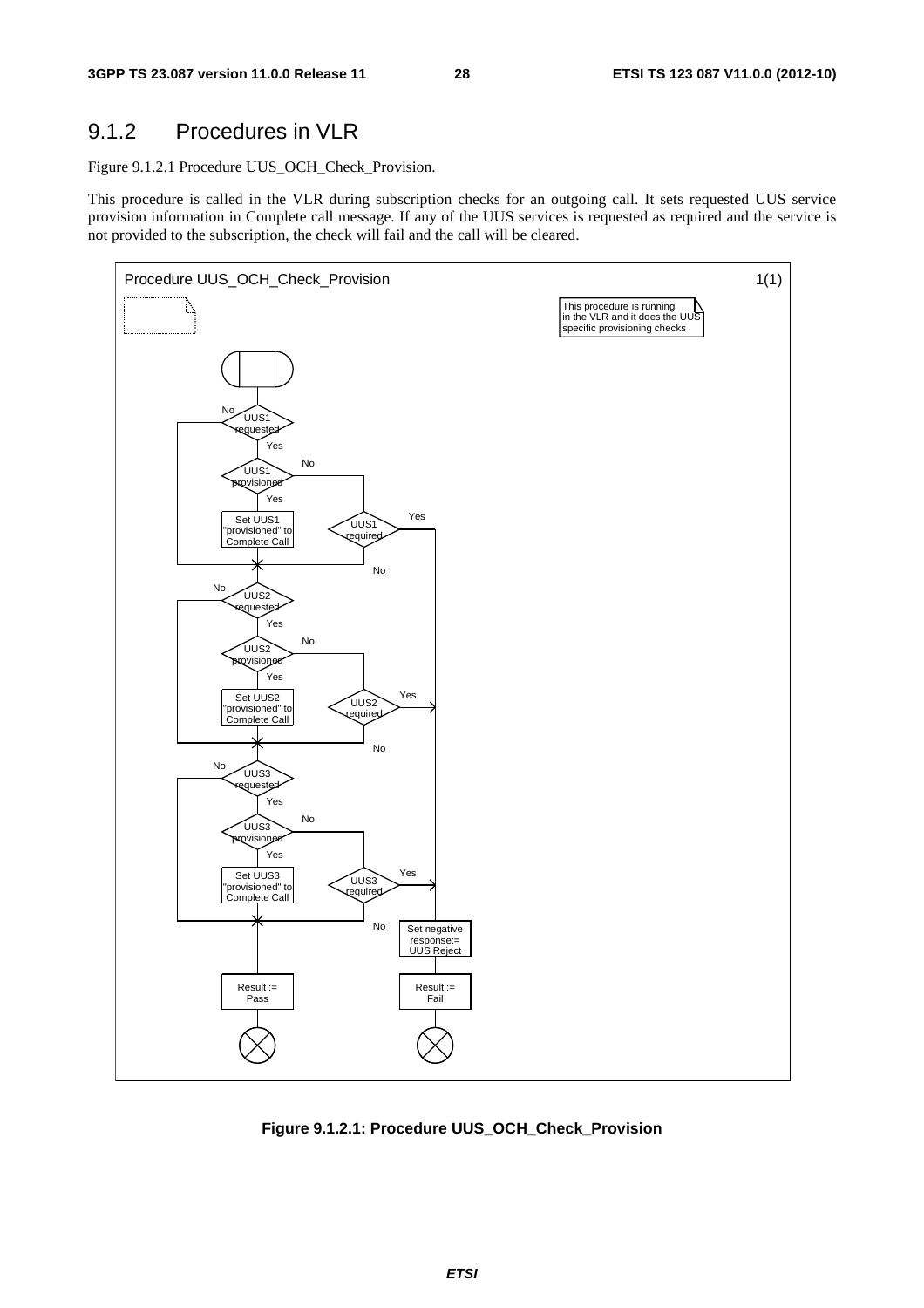## 9.1.2 Procedures in VLR

Figure 9.1.2.1 Procedure UUS_OCH_Check_Provision.

This procedure is called in the VLR during subscription checks for an outgoing call. It sets requested UUS service provision information in Complete call message. If any of the UUS services is requested as required and the service is not provided to the subscription, the check will fail and the call will be cleared.

Procedure UUS_OCH_Check_Provision

1(1)

This procedure is running in the VLR and it does the UUS specific provisioning checks

UUS1 requested

No

Yes

UUS1 provisioned

No

Yes

Set UUS1 "provisioned" to Complete Call

UUS1 required

Yes

No

UUS2 requested

No

Yes

UUS2 provisioned

No

Yes

Set UUS2 "provisioned" to Complete Call

UUS2 required

Yes

No

UUS3 requested

No

Yes

UUS3 provisioned

No

Yes

Set UUS3 "provisioned" to Complete Call

UUS3 required

Yes

No

Set negative response:= UUS Reject

Result := Pass

Result := Fail

**Figure 9.1.2.1: Procedure UUS_OCH_Check_Provision**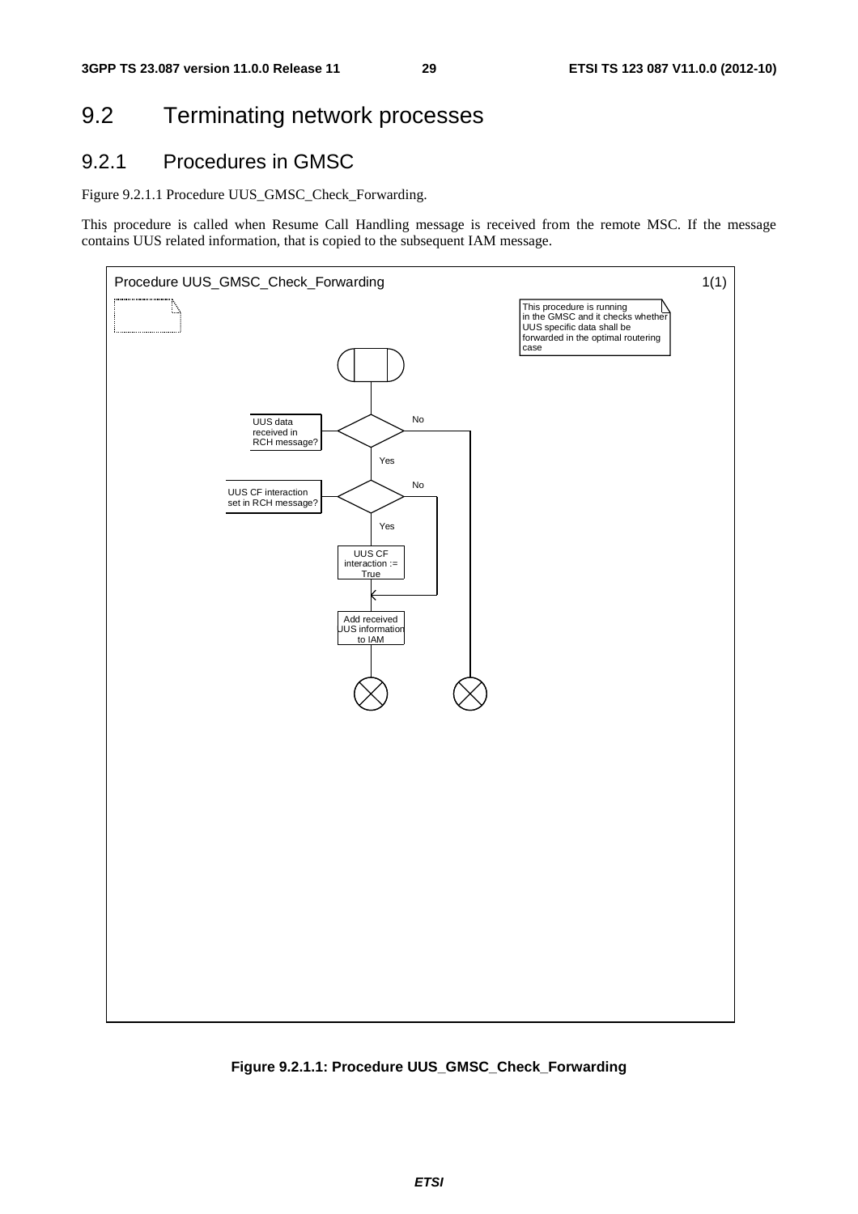# 9.2 Terminating network processes

## 9.2.1 Procedures in GMSC

Figure 9.2.1.1 Procedure UUS_GMSC_Check_Forwarding.

This procedure is called when Resume Call Handling message is received from the remote MSC. If the message contains UUS related information, that is copied to the subsequent IAM message.

Procedure UUS_GMSC_Check_Forwarding

1(1)

This procedure is running in the GMSC and it checks whether UUS specific data shall be forwarded in the optimal routering case

UUS data received in RCH message?

No

Yes

UUS CF interaction set in RCH message?

No

Yes

UUS CF interaction := True

Add received UUS information to IAM

**Figure 9.2.1.1: Procedure UUS_GMSC_Check_Forwarding**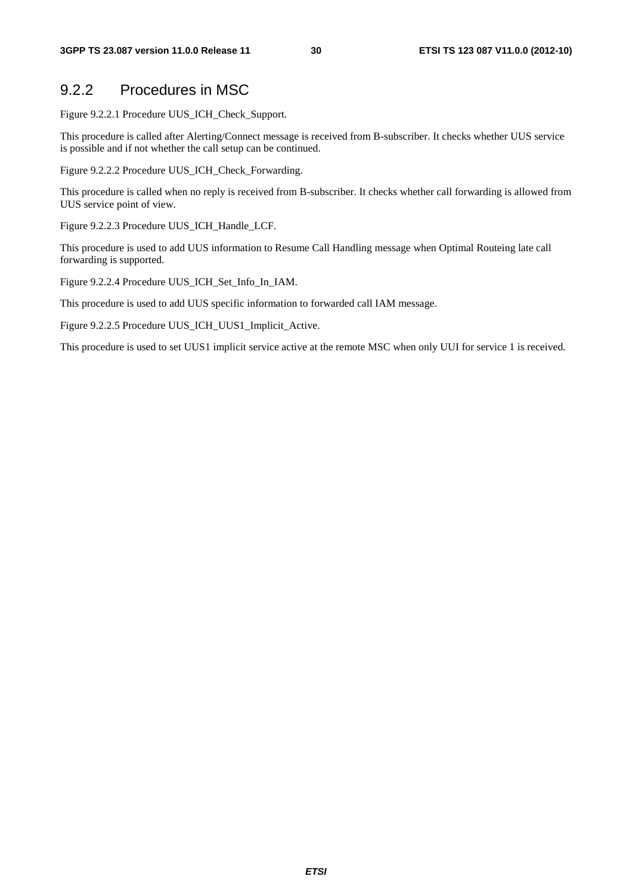## 9.2.2 Procedures in MSC

Figure 9.2.2.1 Procedure UUS_ICH_Check_Support.

This procedure is called after Alerting/Connect message is received from B-subscriber. It checks whether UUS service is possible and if not whether the call setup can be continued.

Figure 9.2.2.2 Procedure UUS_ICH_Check_Forwarding.

This procedure is called when no reply is received from B-subscriber. It checks whether call forwarding is allowed from UUS service point of view.

Figure 9.2.2.3 Procedure UUS_ICH_Handle_LCF.

This procedure is used to add UUS information to Resume Call Handling message when Optimal Routeing late call forwarding is supported.

Figure 9.2.2.4 Procedure UUS_ICH_Set_Info_In_IAM.

This procedure is used to add UUS specific information to forwarded call IAM message.

Figure 9.2.2.5 Procedure UUS_ICH_UUS1_Implicit_Active.

This procedure is used to set UUS1 implicit service active at the remote MSC when only UUI for service 1 is received.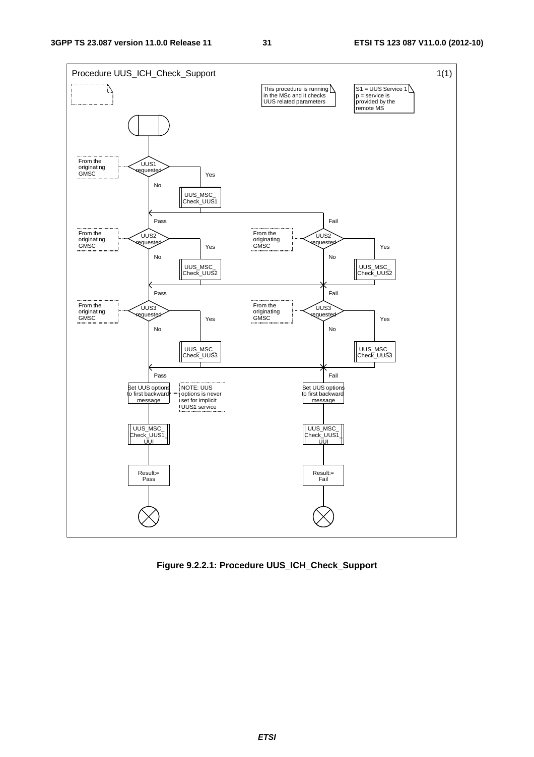Procedure UUS_ICH_Check_Support

1(1)

This procedure is running in the MSc and it checks UUS related parameters

S1 = UUS Service 1
p = service is provided by the remote MS

From the originating GMSC

UUS1 requested

Yes

No

UUS_MSC_Check_UUS1

Pass

Fail

From the originating GMSC

UUS2 requested

Yes

No

UUS_MSC_Check_UUS2

From the originating GMSC

UUS2 requested

Yes

No

UUS_MSC_Check_UUS2

Pass

Fail

From the originating GMSC

UUS3 requested

Yes

No

UUS_MSC_Check_UUS3

From the originating GMSC

UUS3 requested

Yes

No

UUS_MSC_Check_UUS3

Pass

Fail

Set UUS options to first backward message

NOTE: UUS options is never set for implicit UUS1 service

Set UUS options to first backward message

UUS_MSC_Check_UUS1_UUI

UUS_MSC_Check_UUS1_UUI

Result:= Pass

Result:= Fail

**Figure 9.2.2.1: Procedure UUS_ICH_Check_Support**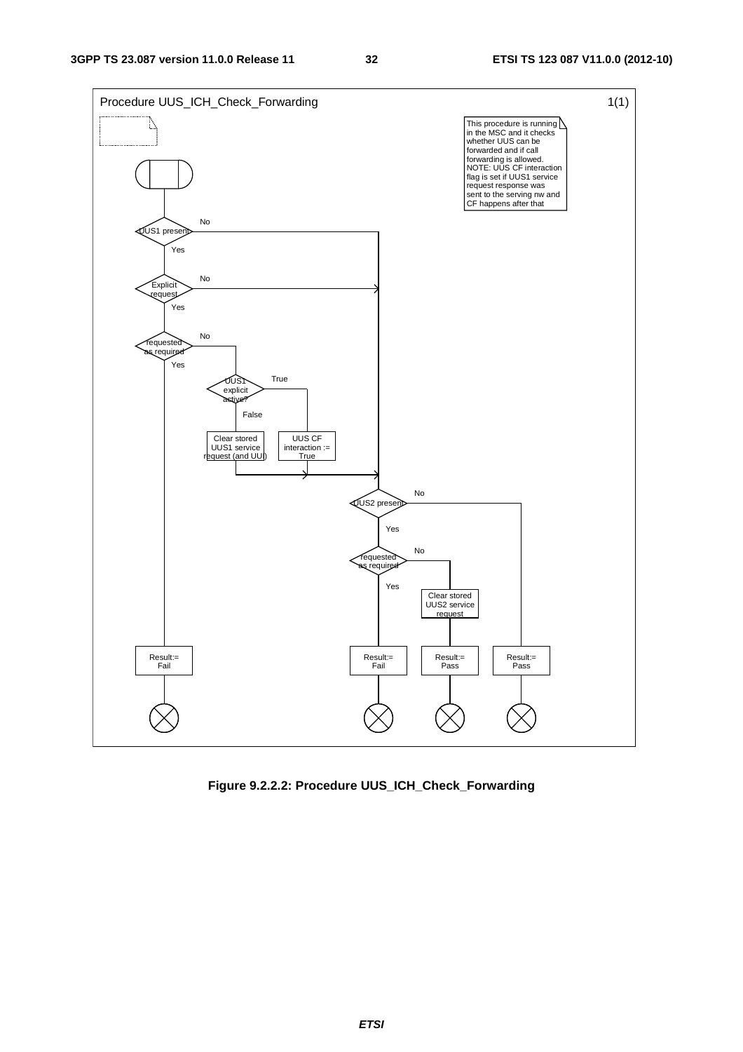Procedure UUS_ICH_Check_Forwarding

1(1)

This procedure is running in the MSC and it checks whether UUS can be forwarded and if call forwarding is allowed.
NOTE: UUS CF interaction flag is set if UUS1 service request response was sent to the serving nw and CF happens after that

UUS1 present

No

Yes

Explicit request

No

Yes

requested as required

No

Yes

UUS1 explicit active?

True

False

Clear stored UUS1 service request (and UUI)

UUS CF interaction := True

UUS2 present

No

Yes

requested as required

No

Yes

Clear stored UUS2 service request

Result:= Fail

Result:= Fail

Result:= Pass

Result:= Pass

**Figure 9.2.2.2: Procedure UUS_ICH_Check_Forwarding**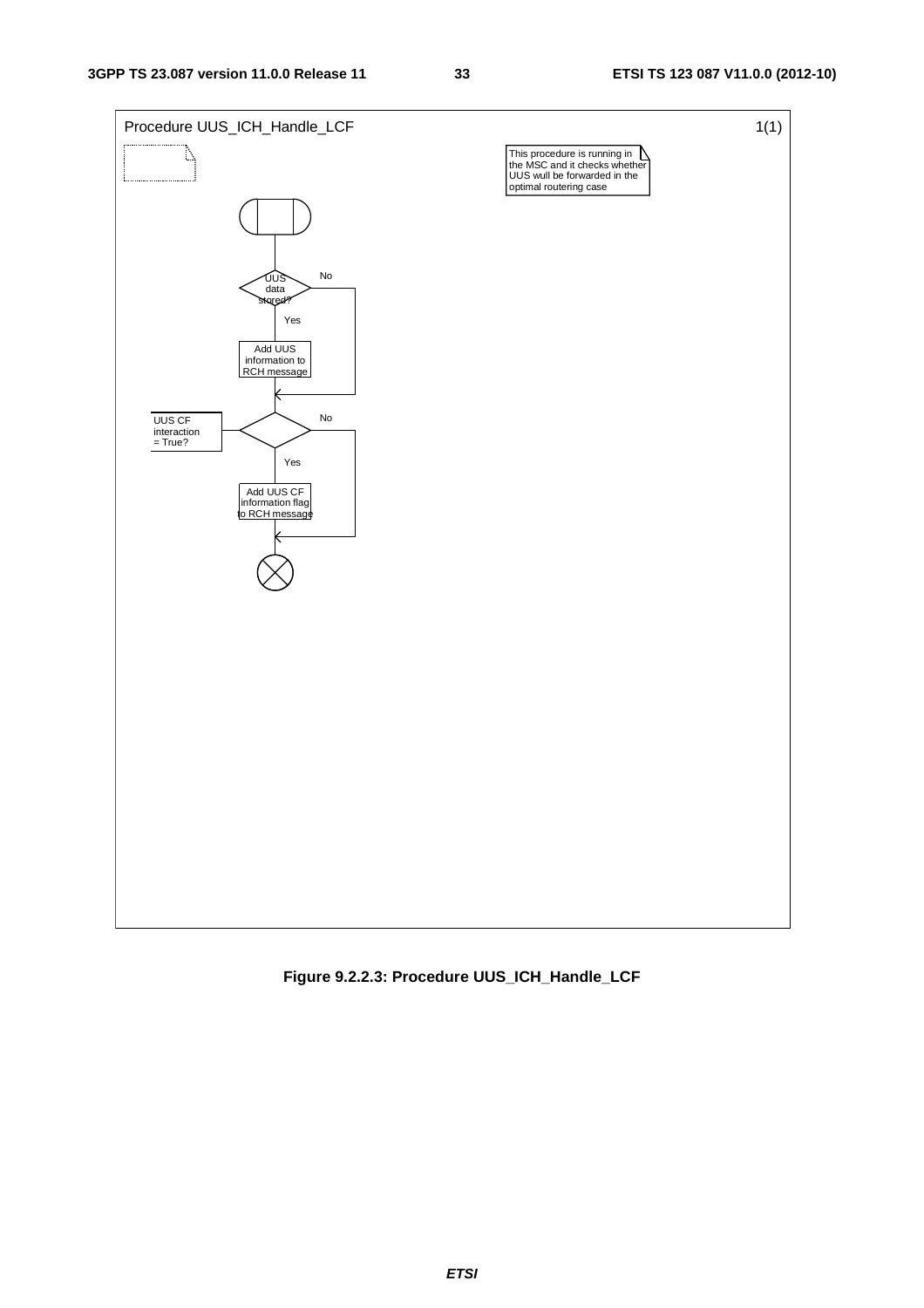Procedure UUS_ICH_Handle_LCF

1(1)

This procedure is running in the MSC and it checks whether UUS wull be forwarded in the optimal routering case

UUS data stored?

No

Yes

Add UUS information to RCH message

UUS CF interaction = True?

No

Yes

Add UUS CF information flag to RCH message

**Figure 9.2.2.3: Procedure UUS_ICH_Handle_LCF**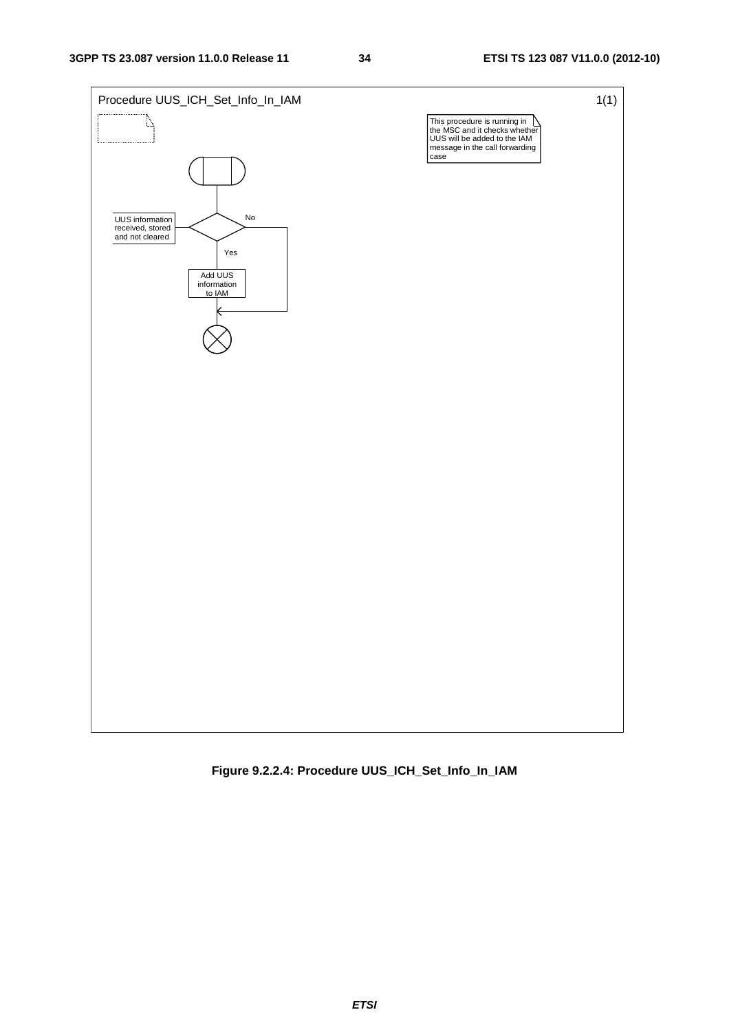Procedure UUS_ICH_Set_Info_In_IAM

1(1)

This procedure is running in the MSC and it checks whether UUS will be added to the IAM message in the call forwarding case

UUS information received, stored and not cleared

No

Yes

Add UUS information to IAM

**Figure 9.2.2.4: Procedure UUS_ICH_Set_Info_In_IAM**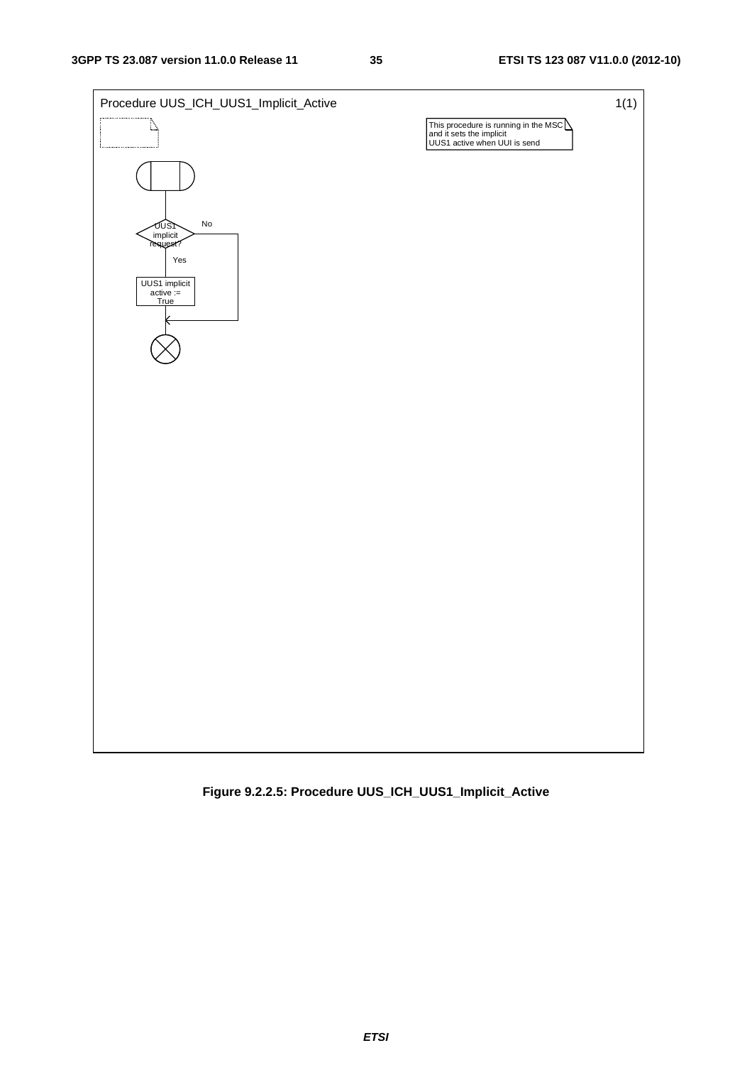Procedure UUS_ICH_UUS1_Implicit_Active

1(1)

This procedure is running in the MSC and it sets the implicit UUS1 active when UUI is send

UUS1 implicit request?

No

Yes

UUS1 implicit active := True

**Figure 9.2.2.5: Procedure UUS_ICH_UUS1_Implicit_Active**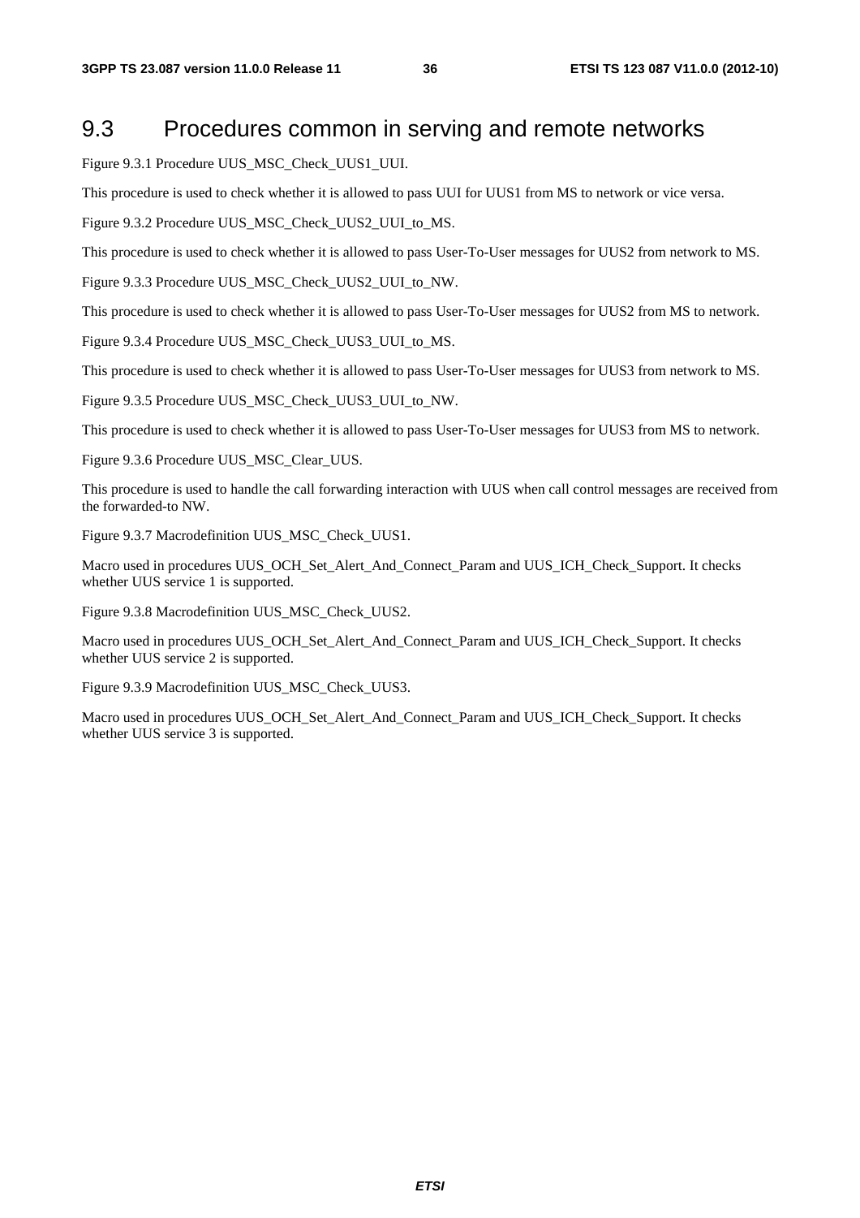## 9.3 Procedures common in serving and remote networks

Figure 9.3.1 Procedure UUS_MSC_Check_UUS1_UUI.

This procedure is used to check whether it is allowed to pass UUI for UUS1 from MS to network or vice versa.

Figure 9.3.2 Procedure UUS_MSC_Check_UUS2_UUI_to_MS.

This procedure is used to check whether it is allowed to pass User-To-User messages for UUS2 from network to MS.

Figure 9.3.3 Procedure UUS_MSC_Check_UUS2_UUI_to_NW.

This procedure is used to check whether it is allowed to pass User-To-User messages for UUS2 from MS to network.

Figure 9.3.4 Procedure UUS_MSC_Check_UUS3_UUI_to_MS.

This procedure is used to check whether it is allowed to pass User-To-User messages for UUS3 from network to MS.

Figure 9.3.5 Procedure UUS_MSC_Check_UUS3_UUI_to_NW.

This procedure is used to check whether it is allowed to pass User-To-User messages for UUS3 from MS to network.

Figure 9.3.6 Procedure UUS_MSC_Clear_UUS.

This procedure is used to handle the call forwarding interaction with UUS when call control messages are received from the forwarded-to NW.

Figure 9.3.7 Macrodefinition UUS_MSC_Check_UUS1.

Macro used in procedures UUS_OCH_Set_Alert_And_Connect_Param and UUS_ICH_Check_Support. It checks whether UUS service 1 is supported.

Figure 9.3.8 Macrodefinition UUS_MSC_Check_UUS2.

Macro used in procedures UUS_OCH_Set_Alert_And_Connect_Param and UUS_ICH_Check_Support. It checks whether UUS service 2 is supported.

Figure 9.3.9 Macrodefinition UUS_MSC_Check_UUS3.

Macro used in procedures UUS_OCH_Set_Alert_And_Connect_Param and UUS_ICH_Check_Support. It checks whether UUS service 3 is supported.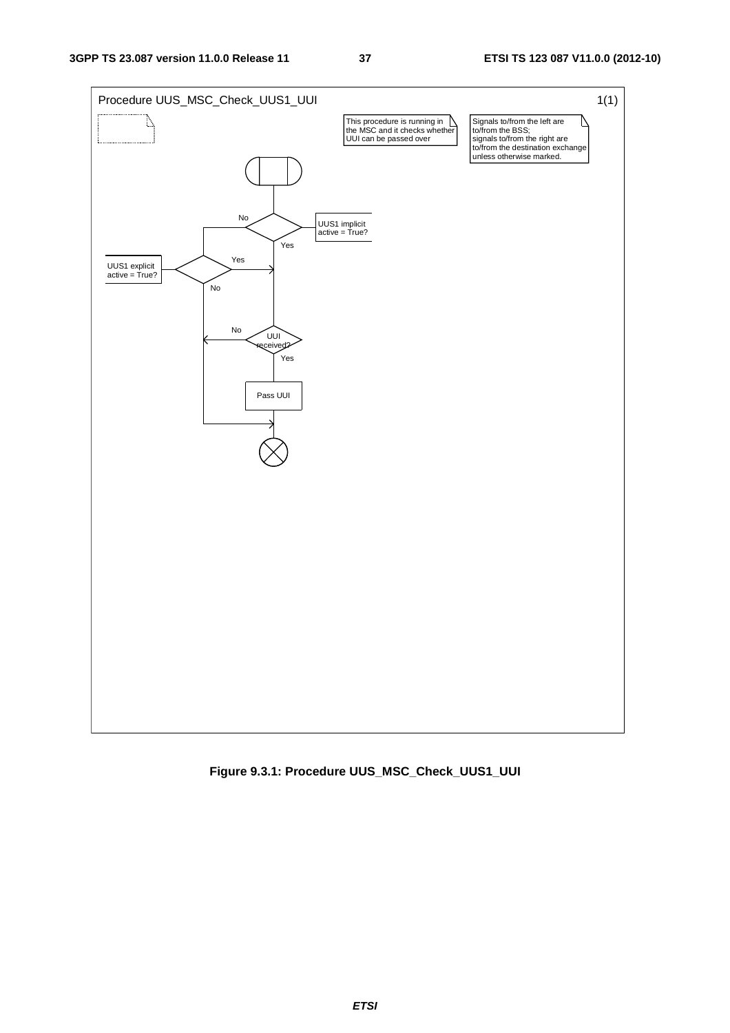Procedure UUS_MSC_Check_UUS1_UUI

1(1)

This procedure is running in the MSC and it checks whether UUI can be passed over

Signals to/from the left are to/from the BSS; signals to/from the right are to/from the destination exchange unless otherwise marked.

UUS1 implicit active = True?

No

Yes

UUS1 explicit active = True?

Yes

No

UUI received?

No

Yes

Pass UUI

**Figure 9.3.1: Procedure UUS_MSC_Check_UUS1_UUI**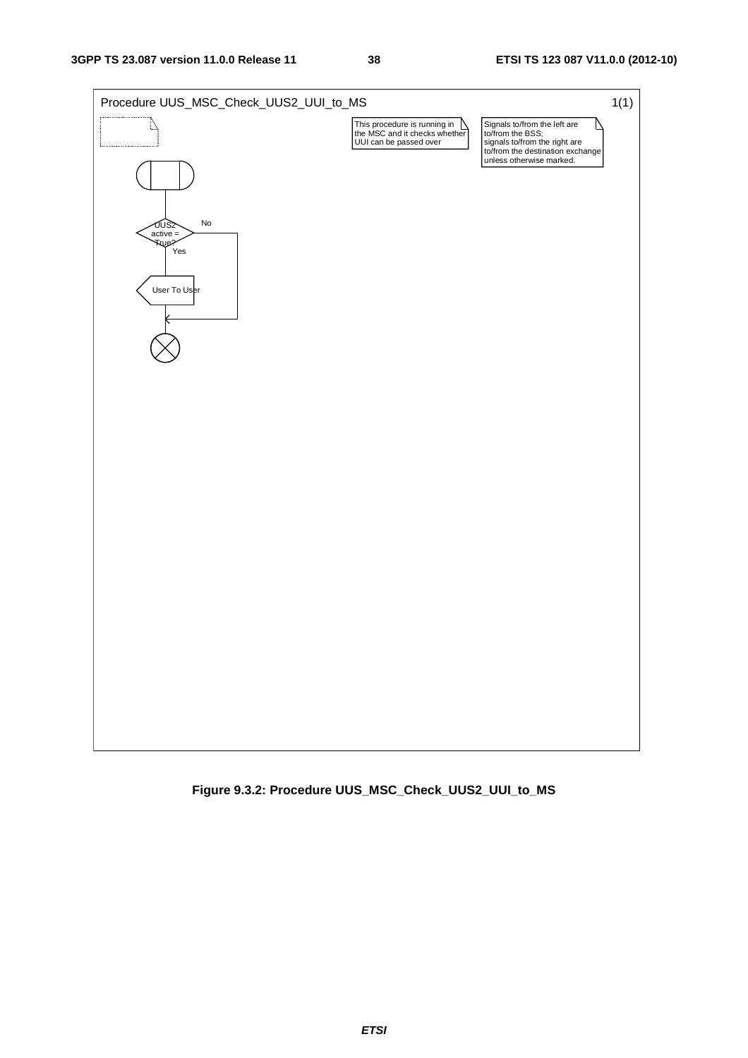Procedure UUS_MSC_Check_UUS2_UUI_to_MS

1(1)

This procedure is running in the MSC and it checks whether UUI can be passed over

Signals to/from the left are to/from the BSS; signals to/from the right are to/from the destination exchange unless otherwise marked.

UUS2 active = True?

No

Yes

User To User

**Figure 9.3.2: Procedure UUS_MSC_Check_UUS2_UUI_to_MS**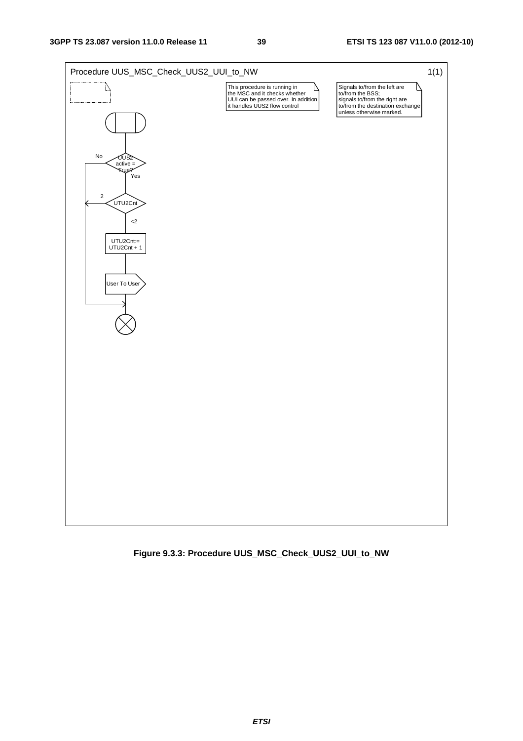Procedure UUS_MSC_Check_UUS2_UUI_to_NW

1(1)

This procedure is running in the MSC and it checks whether UUI can be passed over. In addition it handles UUS2 flow control

Signals to/from the left are to/from the BSS; signals to/from the right are to/from the destination exchange unless otherwise marked.

UUS2 active = True?

No

Yes

UTU2Cnt

2

<2

UTU2Cnt:= UTU2Cnt + 1

User To User

**Figure 9.3.3: Procedure UUS_MSC_Check_UUS2_UUI_to_NW**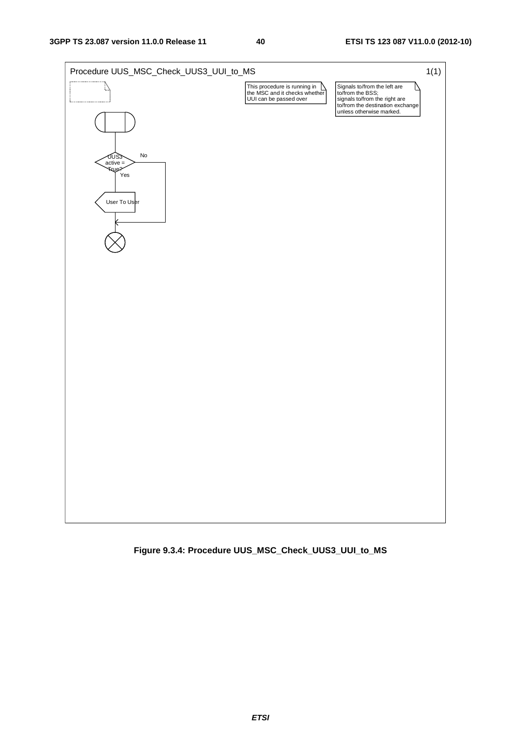Procedure UUS_MSC_Check_UUS3_UUI_to_MS

1(1)

This procedure is running in the MSC and it checks whether UUI can be passed over

Signals to/from the left are to/from the BSS; signals to/from the right are to/from the destination exchange unless otherwise marked.

UUS3 active = True?

No

Yes

User To User

**Figure 9.3.4: Procedure UUS_MSC_Check_UUS3_UUI_to_MS**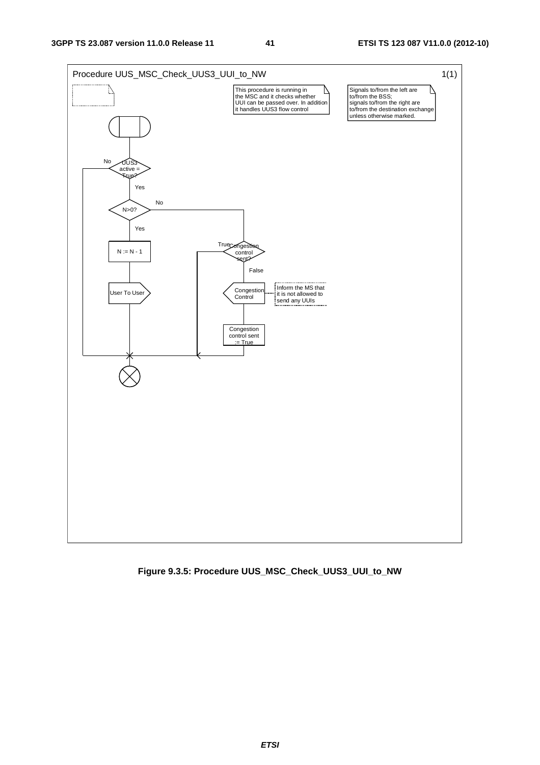Procedure UUS_MSC_Check_UUS3_UUI_to_NW 1(1)

This procedure is running in the MSC and it checks whether UUI can be passed over. In addition it handles UUS3 flow control

Signals to/from the left are to/from the BSS; signals to/from the right are to/from the destination exchange unless otherwise marked.

UUS3 active = True?

No

Yes

N>0?

No

Yes

N := N - 1

User To User

Congestion control sent?

True

False

Congestion Control

Inform the MS that it is not allowed to send any UUIs

Congestion control sent := True

**Figure 9.3.5: Procedure UUS_MSC_Check_UUS3_UUI_to_NW**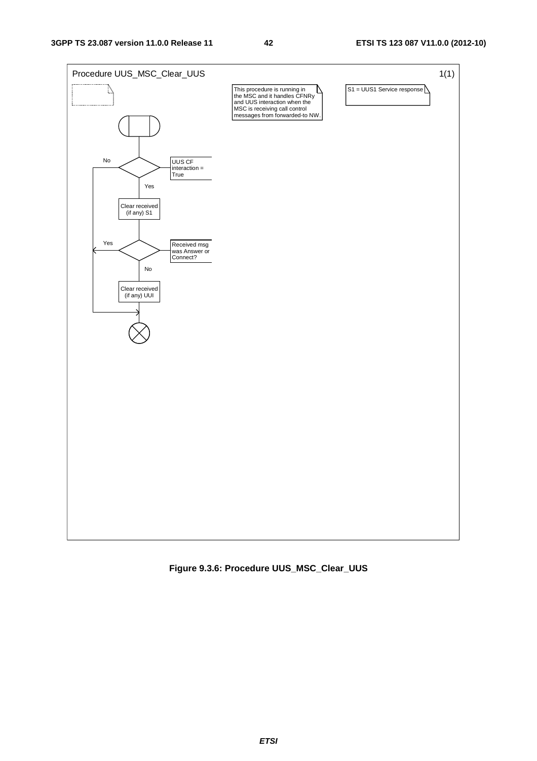Procedure UUS_MSC_Clear_UUS

1(1)

This procedure is running in the MSC and it handles CFNRy and UUS interaction when the MSC is receiving call control messages from forwarded-to NW.

S1 = UUS1 Service response

UUS CF interaction = True

No

Yes

Clear received (if any) S1

Received msg was Answer or Connect?

Yes

No

Clear received (if any) UUI

**Figure 9.3.6: Procedure UUS_MSC_Clear_UUS**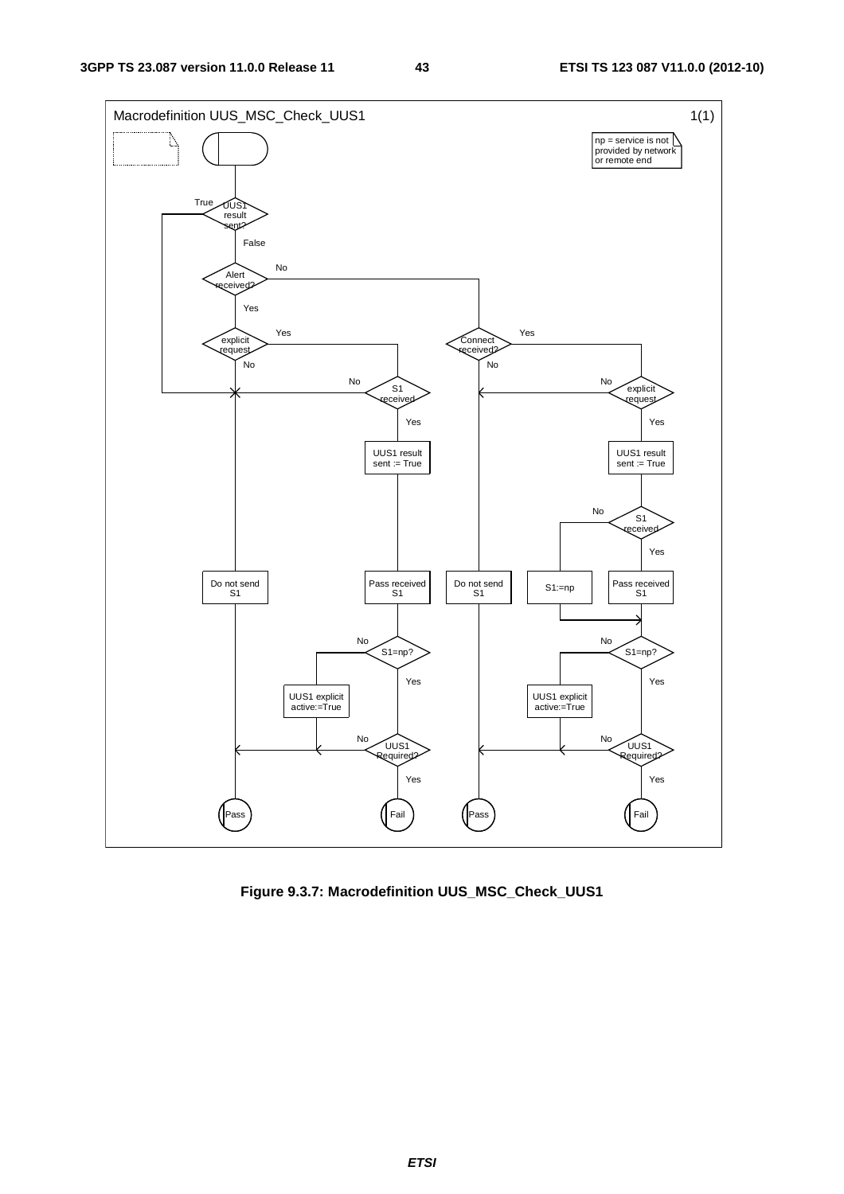Macrodefinition UUS_MSC_Check_UUS1

1(1)

np = service is not provided by network or remote end

UUS1 result sent?

True

False

Alert received?

No

Yes

explicit request

Yes

No

Connect received?

Yes

No

S1 received

No

Yes

explicit request

No

Yes

UUS1 result sent := True

UUS1 result sent := True

S1 received

No

Yes

Do not send S1

Pass received S1

Do not send S1

S1:=np

Pass received S1

S1=np?

No

Yes

S1=np?

No

Yes

UUS1 explicit active:=True

UUS1 explicit active:=True

UUS1 Required?

No

Yes

UUS1 Required?

No

Yes

Pass

Fail

Pass

Fail

**Figure 9.3.7: Macrodefinition UUS_MSC_Check_UUS1**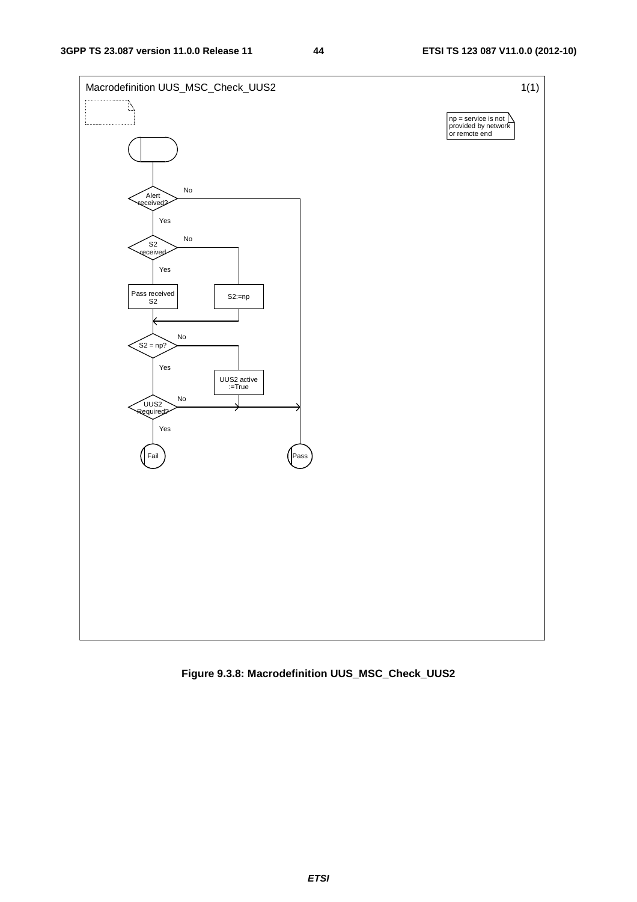Macrodefinition UUS_MSC_Check_UUS2

1(1)

np = service is not provided by network or remote end

Alert received?

No

Yes

S2 received

No

Yes

Pass received S2

S2:=np

S2 = np?

No

Yes

UUS2 active :=True

UUS2 Required?

No

Yes

Fail

Pass

**Figure 9.3.8: Macrodefinition UUS_MSC_Check_UUS2**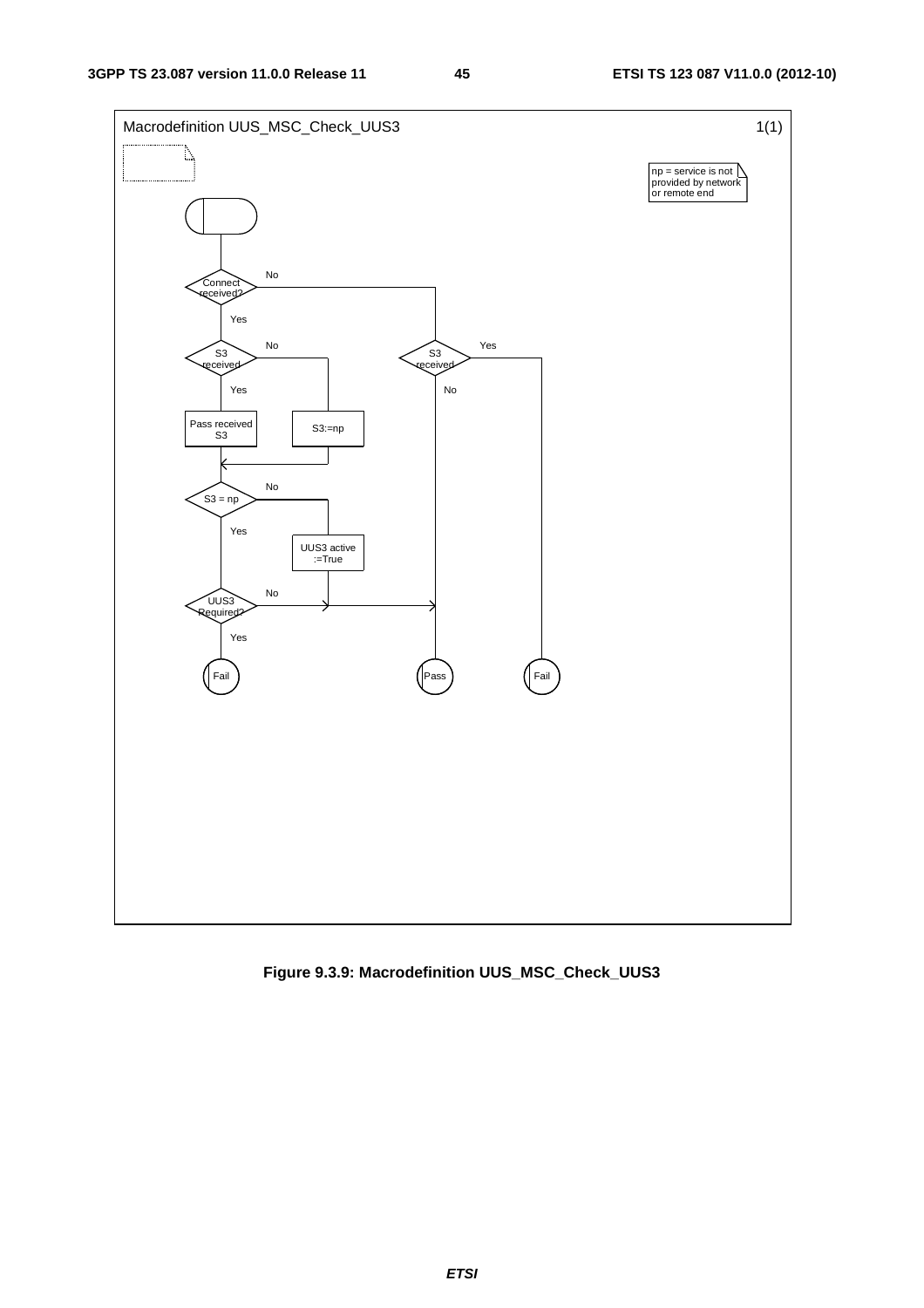Macrodefinition UUS_MSC_Check_UUS3

1(1)

np = service is not provided by network or remote end

Connect received?

Yes

No

S3 received

No

Yes

S3 received

Yes

No

Pass received S3

S3:=np

S3 = np

No

Yes

UUS3 active :=True

UUS3 Required?

No

Yes

Fail

Pass

Fail

**Figure 9.3.9: Macrodefinition UUS_MSC_Check_UUS3**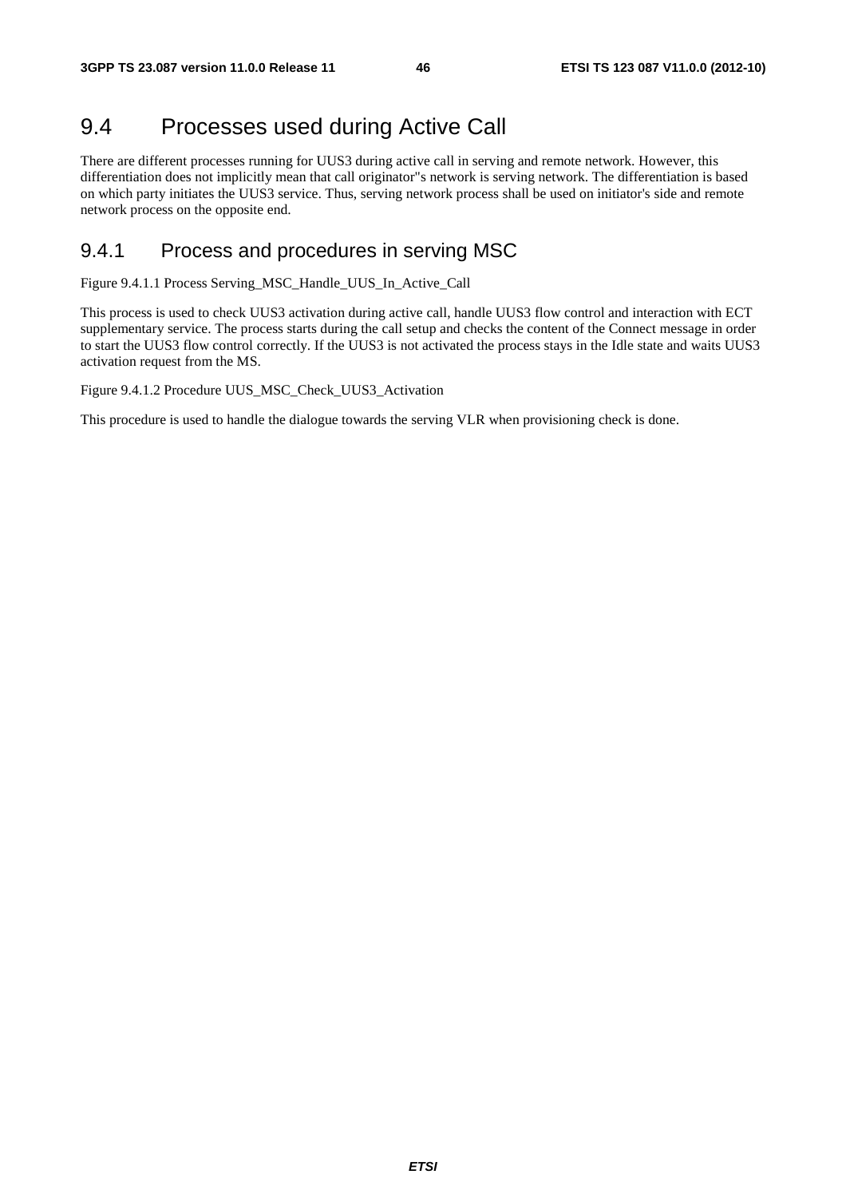## 9.4 Processes used during Active Call

There are different processes running for UUS3 during active call in serving and remote network. However, this differentiation does not implicitly mean that call originator''s network is serving network. The differentiation is based on which party initiates the UUS3 service. Thus, serving network process shall be used on initiator's side and remote network process on the opposite end.

### 9.4.1 Process and procedures in serving MSC

Figure 9.4.1.1 Process Serving_MSC_Handle_UUS_In_Active_Call

This process is used to check UUS3 activation during active call, handle UUS3 flow control and interaction with ECT supplementary service. The process starts during the call setup and checks the content of the Connect message in order to start the UUS3 flow control correctly. If the UUS3 is not activated the process stays in the Idle state and waits UUS3 activation request from the MS.

Figure 9.4.1.2 Procedure UUS_MSC_Check_UUS3_Activation

This procedure is used to handle the dialogue towards the serving VLR when provisioning check is done.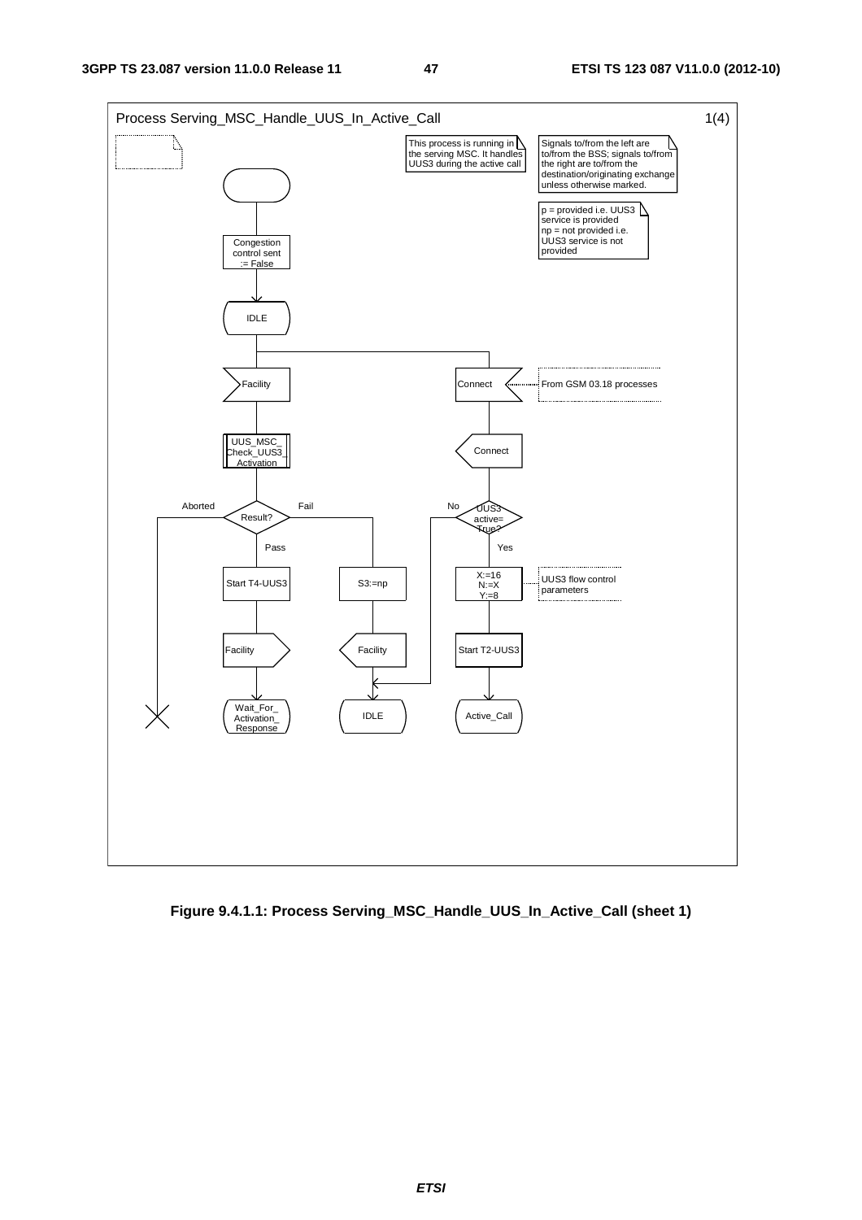Process Serving_MSC_Handle_UUS_In_Active_Call

1(4)

This process is running in the serving MSC. It handles UUS3 during the active call

Signals to/from the left are to/from the BSS; signals to/from the right are to/from the destination/originating exchange unless otherwise marked.

p = provided i.e. UUS3 service is provided
np = not provided i.e. UUS3 service is not provided

Congestion control sent := False

IDLE

Facility

UUS_MSC_Check_UUS3_Activation

Result?

Aborted

Fail

Pass

Start T4-UUS3

Facility

Wait_For_Activation_Response

S3:=np

Facility

IDLE

Connect

From GSM 03.18 processes

Connect

UUS3 active= True?

No

Yes

X:=16
N:=X
Y:=8

UUS3 flow control parameters

Start T2-UUS3

Active_Call

**Figure 9.4.1.1: Process Serving_MSC_Handle_UUS_In_Active_Call (sheet 1)**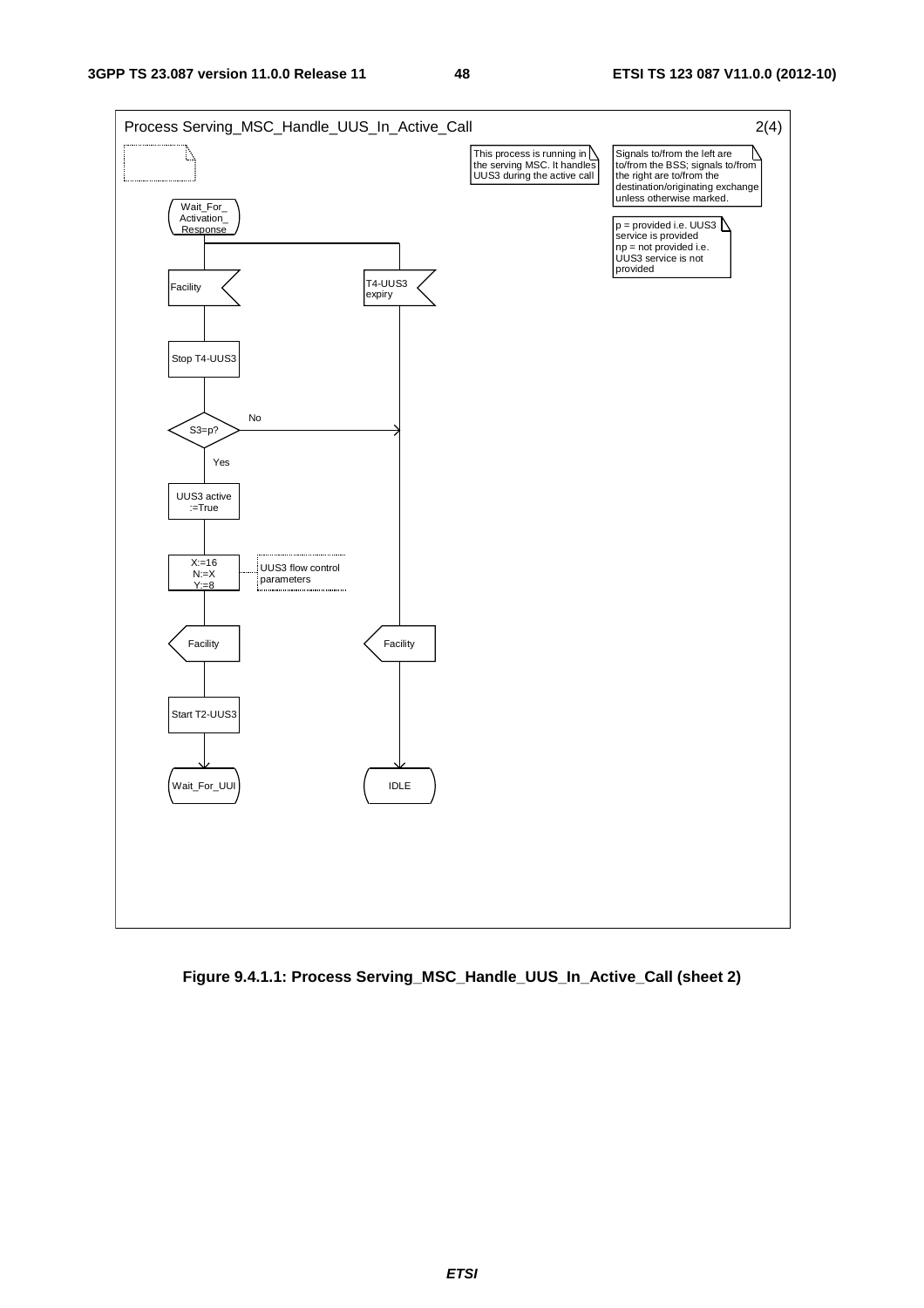Process Serving_MSC_Handle_UUS_In_Active_Call 2(4)

This process is running in the serving MSC. It handles UUS3 during the active call

Signals to/from the left are to/from the BSS; signals to/from the right are to/from the destination/originating exchange unless otherwise marked.

p = provided i.e. UUS3 service is provided
np = not provided i.e. UUS3 service is not provided

Wait_For_Activation_Response

Facility

T4-UUS3 expiry

Stop T4-UUS3

S3=p?

No

Yes

UUS3 active :=True

X:=16
N:=X
Y:=8

UUS3 flow control parameters

Facility

Facility

Start T2-UUS3

Wait_For_UUI

IDLE

**Figure 9.4.1.1: Process Serving_MSC_Handle_UUS_In_Active_Call (sheet 2)**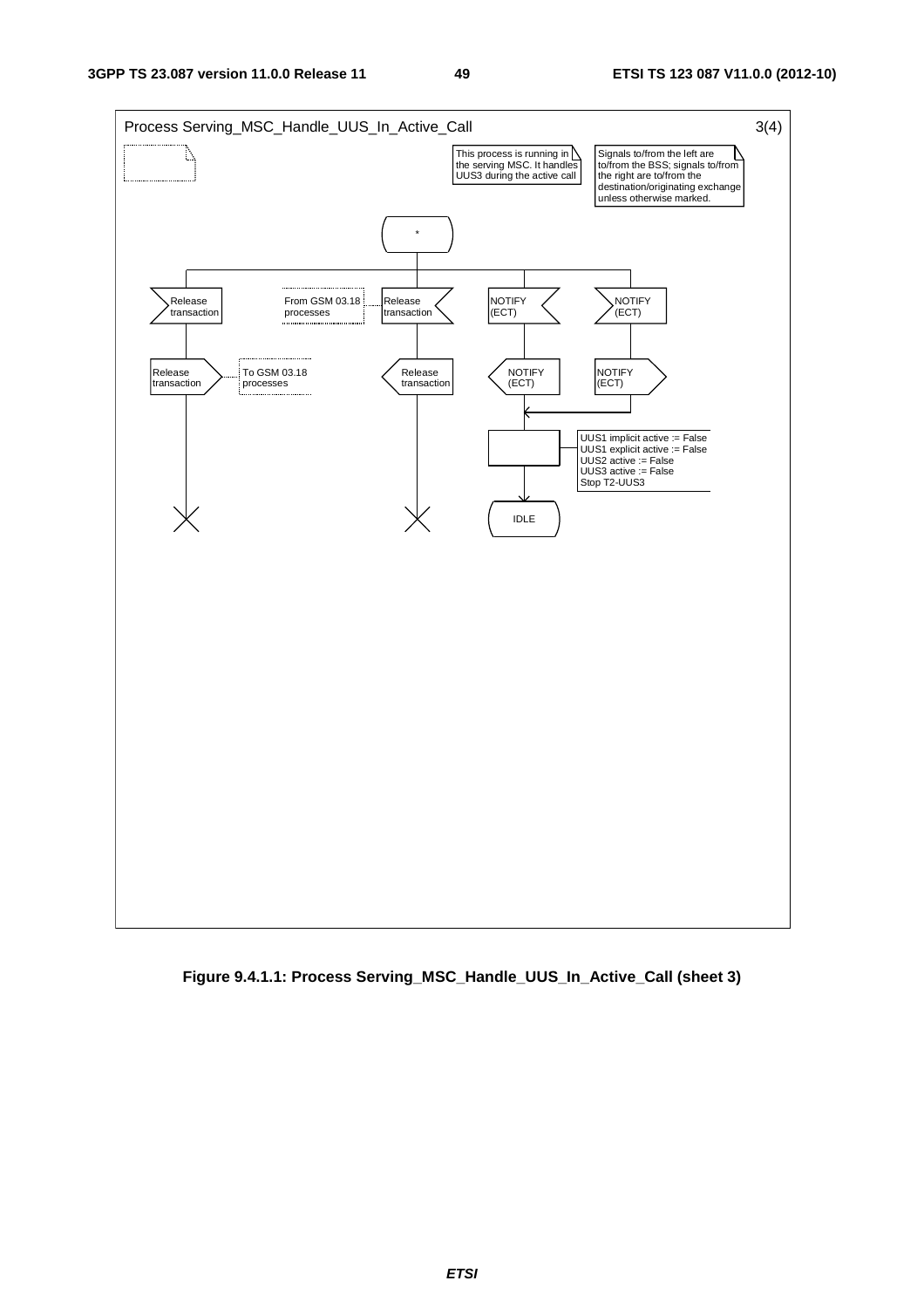Process Serving_MSC_Handle_UUS_In_Active_Call 3(4)

This process is running in the serving MSC. It handles UUS3 during the active call

Signals to/from the left are to/from the BSS; signals to/from the right are to/from the destination/originating exchange unless otherwise marked.

*

Release transaction

From GSM 03.18 processes

Release transaction

NOTIFY (ECT)

NOTIFY (ECT)

Release transaction

To GSM 03.18 processes

Release transaction

NOTIFY (ECT)

NOTIFY (ECT)

UUS1 implicit active := False
UUS1 explicit active := False
UUS2 active := False
UUS3 active := False
Stop T2-UUS3

IDLE

**Figure 9.4.1.1: Process Serving_MSC_Handle_UUS_In_Active_Call (sheet 3)**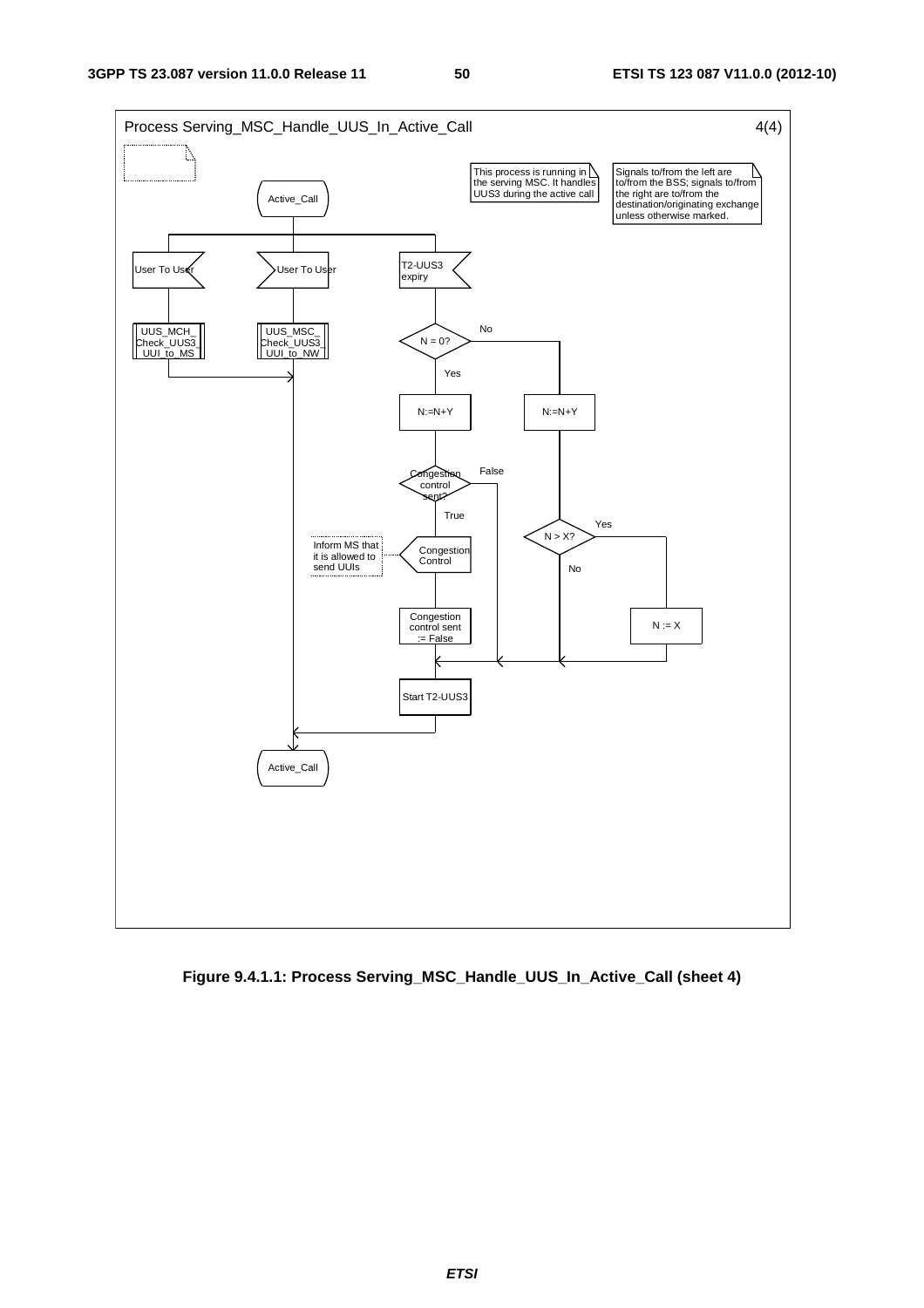Process Serving_MSC_Handle_UUS_In_Active_Call 4(4)

This process is running in the serving MSC. It handles UUS3 during the active call

Signals to/from the left are to/from the BSS; signals to/from the right are to/from the destination/originating exchange unless otherwise marked.

Active_Call

User To User

User To User

T2-UUS3 expiry

UUS_MCH_Check_UUS3_UUI_to_MS

UUS_MSC_Check_UUS3_UUI_to_NW

N = 0?

No

Yes

N:=N+Y

N:=N+Y

Congestion control sent?

False

True

Inform MS that it is allowed to send UUIs

Congestion Control

N > X?

Yes

No

Congestion control sent := False

N := X

Start T2-UUS3

Active_Call

**Figure 9.4.1.1: Process Serving_MSC_Handle_UUS_In_Active_Call (sheet 4)**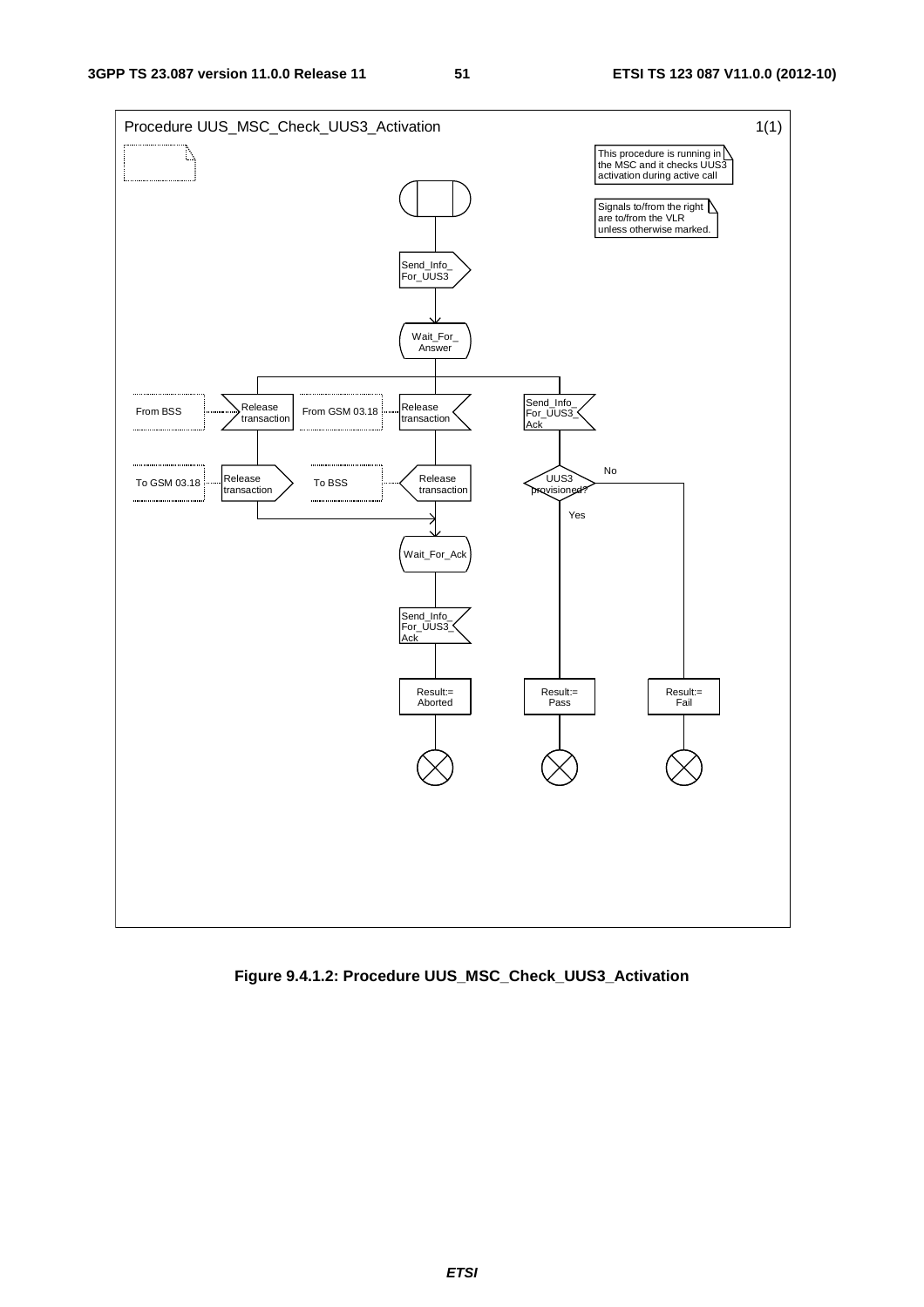Procedure UUS_MSC_Check_UUS3_Activation

1(1)

This procedure is running in the MSC and it checks UUS3 activation during active call

Signals to/from the right are to/from the VLR unless otherwise marked.

Send_Info_For_UUS3

Wait_For_Answer

From BSS

Release transaction

From GSM 03.18

Release transaction

Send_Info_For_UUS3_Ack

To GSM 03.18

Release transaction

To BSS

Release transaction

UUS3 provisioned?

No

Yes

Wait_For_Ack

Send_Info_For_UUS3_Ack

Result:= Aborted

Result:= Pass

Result:= Fail

**Figure 9.4.1.2: Procedure UUS_MSC_Check_UUS3_Activation**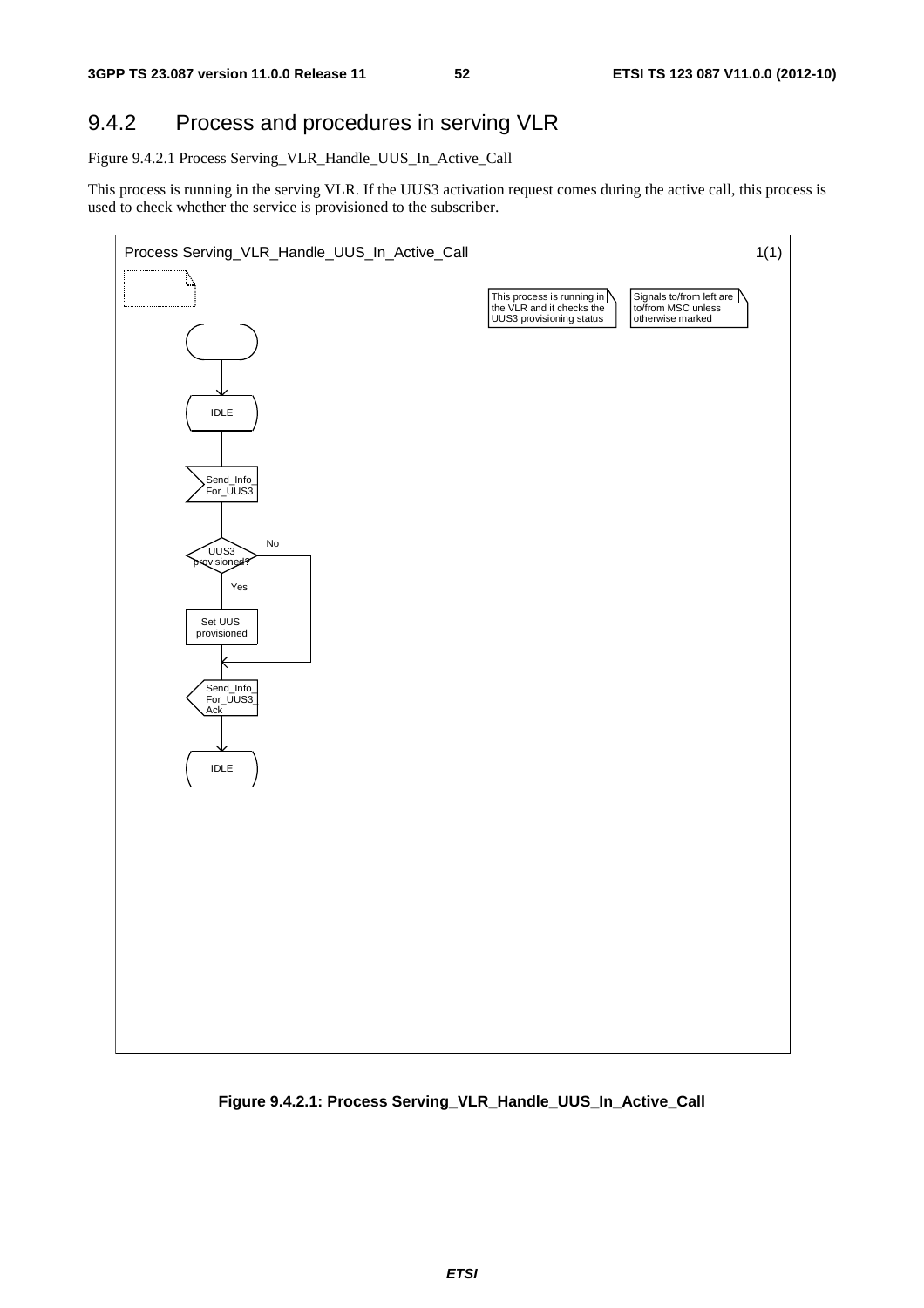## 9.4.2 Process and procedures in serving VLR

Figure 9.4.2.1 Process Serving_VLR_Handle_UUS_In_Active_Call

This process is running in the serving VLR. If the UUS3 activation request comes during the active call, this process is used to check whether the service is provisioned to the subscriber.

Process Serving_VLR_Handle_UUS_In_Active_Call

1(1)

This process is running in the VLR and it checks the UUS3 provisioning status

Signals to/from left are to/from MSC unless otherwise marked

IDLE

Send_Info_For_UUS3

UUS3 provisioned?

No

Yes

Set UUS provisioned

Send_Info_For_UUS3_Ack

IDLE

**Figure 9.4.2.1: Process Serving_VLR_Handle_UUS_In_Active_Call**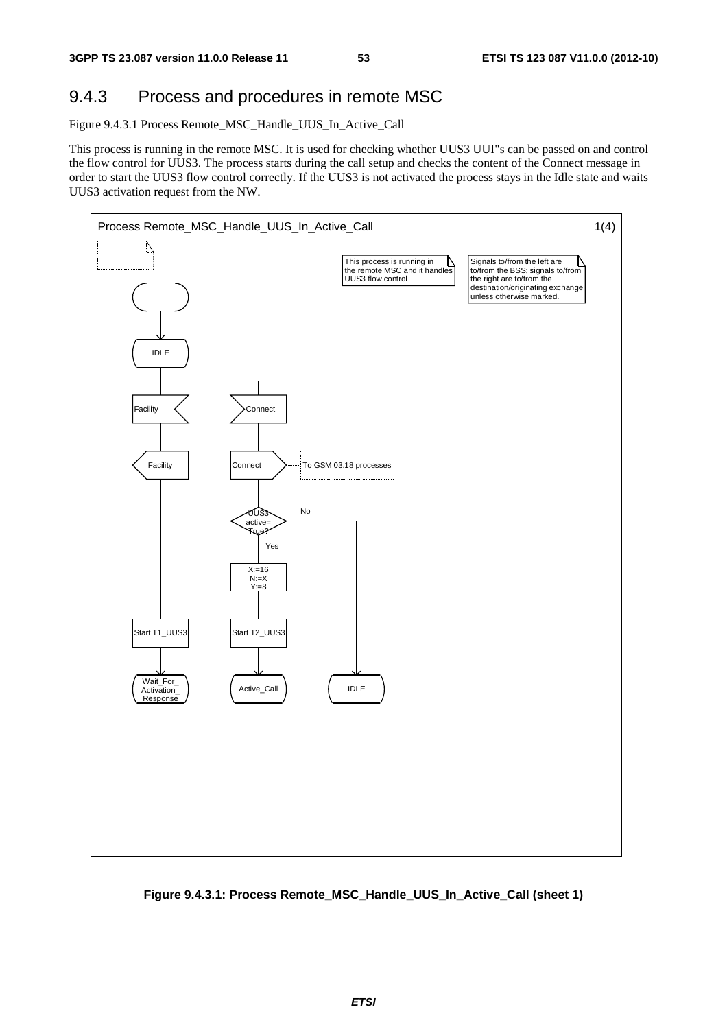### 9.4.3 Process and procedures in remote MSC

Figure 9.4.3.1 Process Remote_MSC_Handle_UUS_In_Active_Call

This process is running in the remote MSC. It is used for checking whether UUS3 UUI"s can be passed on and control the flow control for UUS3. The process starts during the call setup and checks the content of the Connect message in order to start the UUS3 flow control correctly. If the UUS3 is not activated the process stays in the Idle state and waits UUS3 activation request from the NW.

Process Remote_MSC_Handle_UUS_In_Active_Call

1(4)

This process is running in the remote MSC and it handles UUS3 flow control

Signals to/from the left are to/from the BSS; signals to/from the right are to/from the destination/originating exchange unless otherwise marked.

IDLE

Facility

Connect

Facility

Connect

To GSM 03.18 processes

UUS3 active= True?

No

Yes

X:=16
N:=X
Y:=8

Start T1_UUS3

Start T2_UUS3

Wait_For_ Activation_ Response

Active_Call

IDLE

**Figure 9.4.3.1: Process Remote_MSC_Handle_UUS_In_Active_Call (sheet 1)**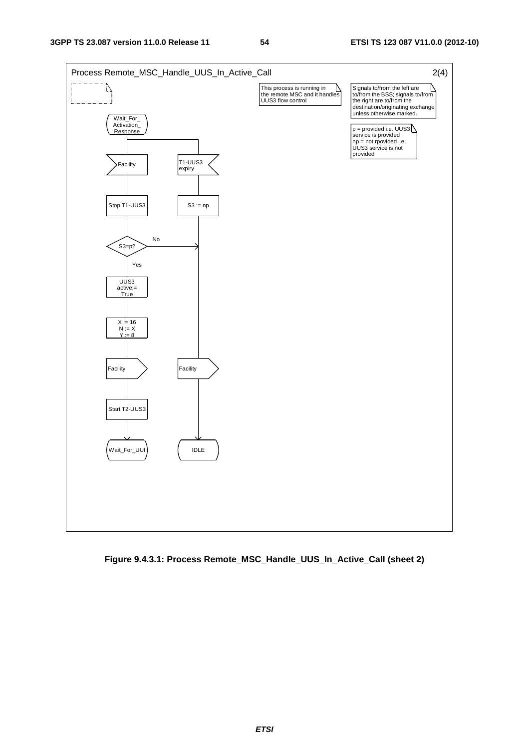Process Remote_MSC_Handle_UUS_In_Active_Call 2(4)

This process is running in the remote MSC and it handles UUS3 flow control

Signals to/from the left are to/from the BSS; signals to/from the right are to/from the destination/originating exchange unless otherwise marked.

p = provided i.e. UUS3 service is provided
np = not rpovided i.e. UUS3 service is not provided

Wait_For_Activation_Response

Facility

T1-UUS3 expiry

Stop T1-UUS3

S3 := np

S3=p?

No

Yes

UUS3 active:= True

X := 16
N := X
Y := 8

Facility

Facility

Start T2-UUS3

Wait_For_UUI

IDLE

**Figure 9.4.3.1: Process Remote_MSC_Handle_UUS_In_Active_Call (sheet 2)**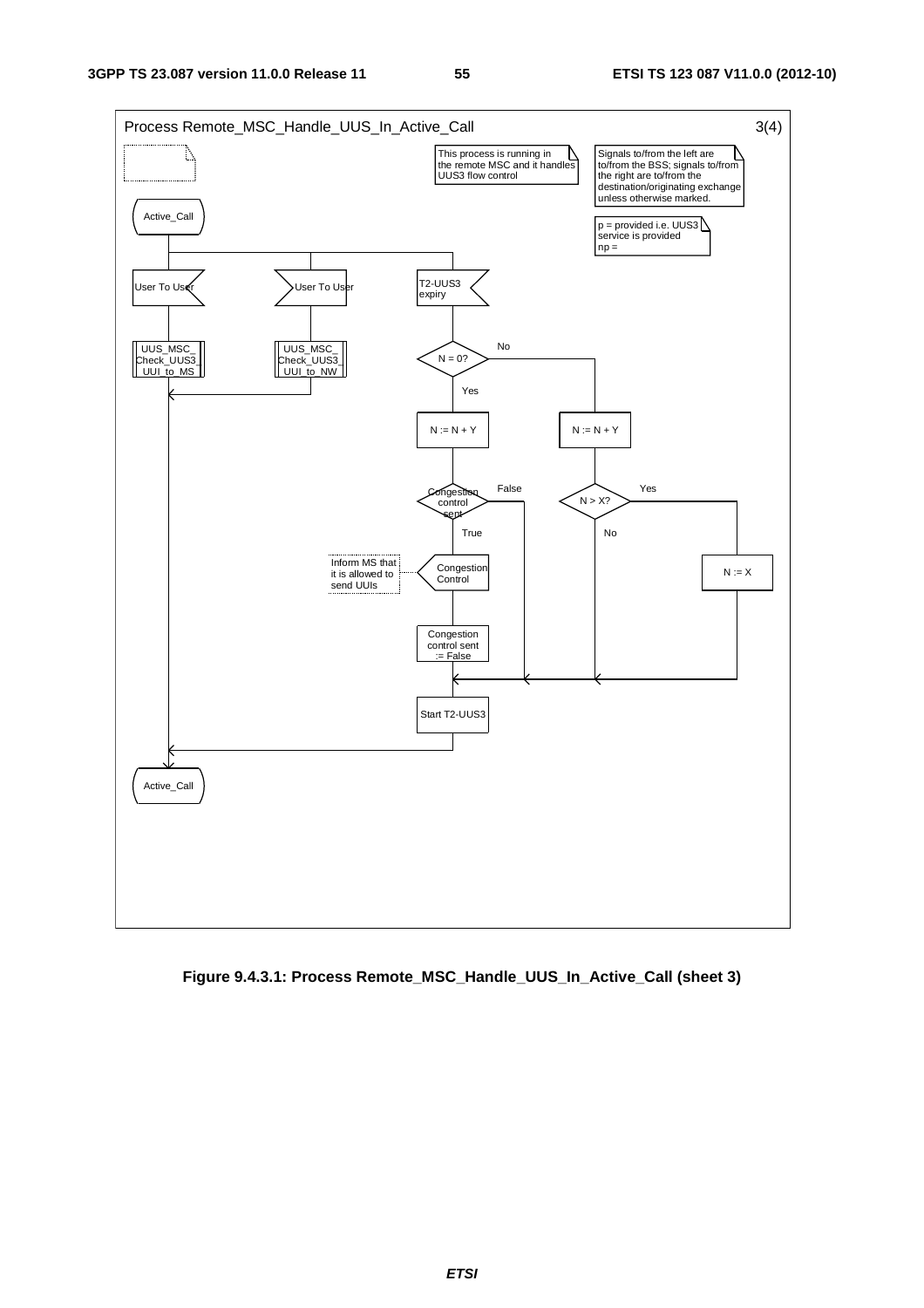Process Remote_MSC_Handle_UUS_In_Active_Call 3(4)

This process is running in the remote MSC and it handles UUS3 flow control

Signals to/from the left are to/from the BSS; signals to/from the right are to/from the destination/originating exchange unless otherwise marked.

p = provided i.e. UUS3 service is provided
np =

Active_Call

User To User

User To User

T2-UUS3 expiry

UUS_MSC_Check_UUS3_UUI_to_MS

UUS_MSC_Check_UUS3_UUI_to_NW

N = 0?

No

Yes

N := N + Y

N := N + Y

Congestion control sent

False

True

N > X?

Yes

No

Inform MS that it is allowed to send UUIs

Congestion Control

N := X

Congestion control sent := False

Start T2-UUS3

Active_Call

**Figure 9.4.3.1: Process Remote_MSC_Handle_UUS_In_Active_Call (sheet 3)**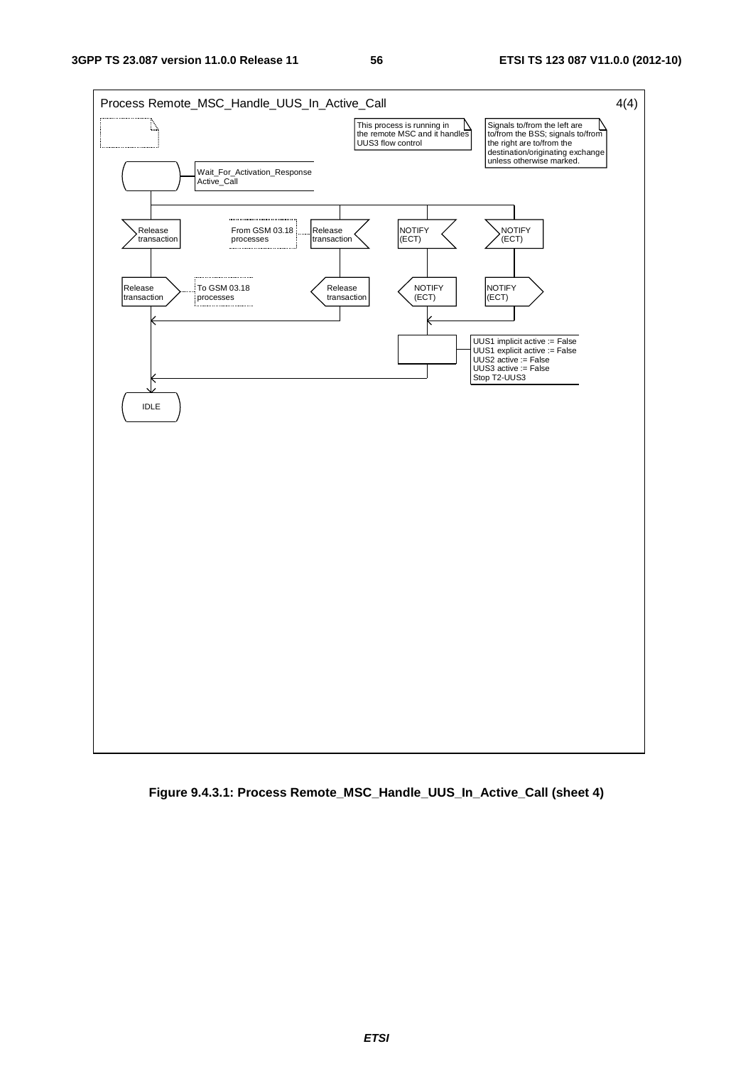Process Remote_MSC_Handle_UUS_In_Active_Call 4(4)

This process is running in the remote MSC and it handles UUS3 flow control

Signals to/from the left are to/from the BSS; signals to/from the right are to/from the destination/originating exchange unless otherwise marked.

Wait_For_Activation_Response
Active_Call

Release transaction

From GSM 03.18 processes

Release transaction

NOTIFY (ECT)

NOTIFY (ECT)

Release transaction

To GSM 03.18 processes

Release transaction

NOTIFY (ECT)

NOTIFY (ECT)

UUS1 implicit active := False
UUS1 explicit active := False
UUS2 active := False
UUS3 active := False
Stop T2-UUS3

IDLE

**Figure 9.4.3.1: Process Remote_MSC_Handle_UUS_In_Active_Call (sheet 4)**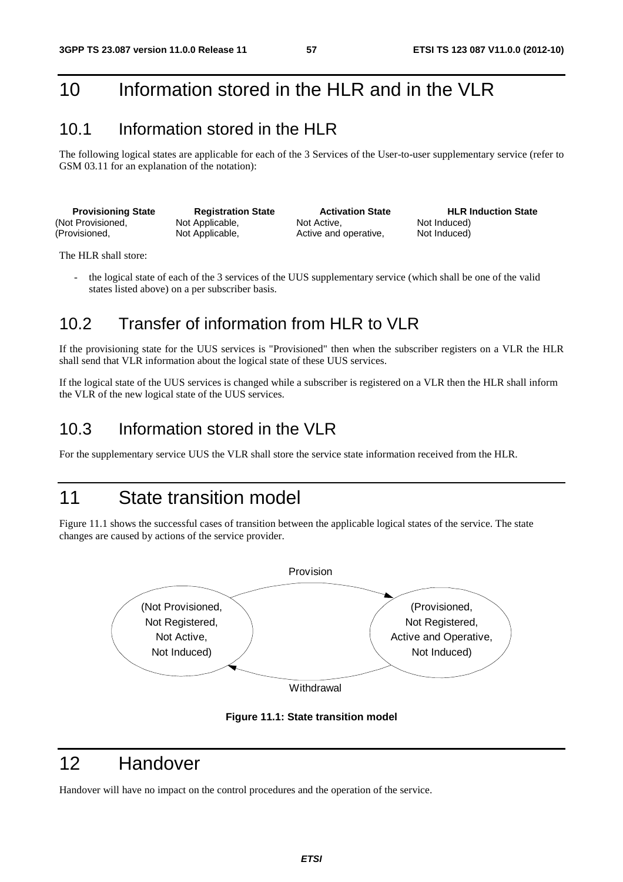# 10 Information stored in the HLR and in the VLR

## 10.1 Information stored in the HLR

The following logical states are applicable for each of the 3 Services of the User-to-user supplementary service (refer to GSM 03.11 for an explanation of the notation):

| Provisioning State | Registration State | Activation State | HLR Induction State |
|---|---|---|---|
| (Not Provisioned, | Not Applicable, | Not Active, | Not Induced) |
| (Provisioned, | Not Applicable, | Active and operative, | Not Induced) |

The HLR shall store:

- the logical state of each of the 3 services of the UUS supplementary service (which shall be one of the valid states listed above) on a per subscriber basis.

## 10.2 Transfer of information from HLR to VLR

If the provisioning state for the UUS services is "Provisioned" then when the subscriber registers on a VLR the HLR shall send that VLR information about the logical state of these UUS services.

If the logical state of the UUS services is changed while a subscriber is registered on a VLR then the HLR shall inform the VLR of the new logical state of the UUS services.

## 10.3 Information stored in the VLR

For the supplementary service UUS the VLR shall store the service state information received from the HLR.

# 11 State transition model

Figure 11.1 shows the successful cases of transition between the applicable logical states of the service. The state changes are caused by actions of the service provider.

Provision

(Not Provisioned, Not Registered, Not Active, Not Induced)

(Provisioned, Not Registered, Active and Operative, Not Induced)

Withdrawal

**Figure 11.1: State transition model**

# 12 Handover

Handover will have no impact on the control procedures and the operation of the service.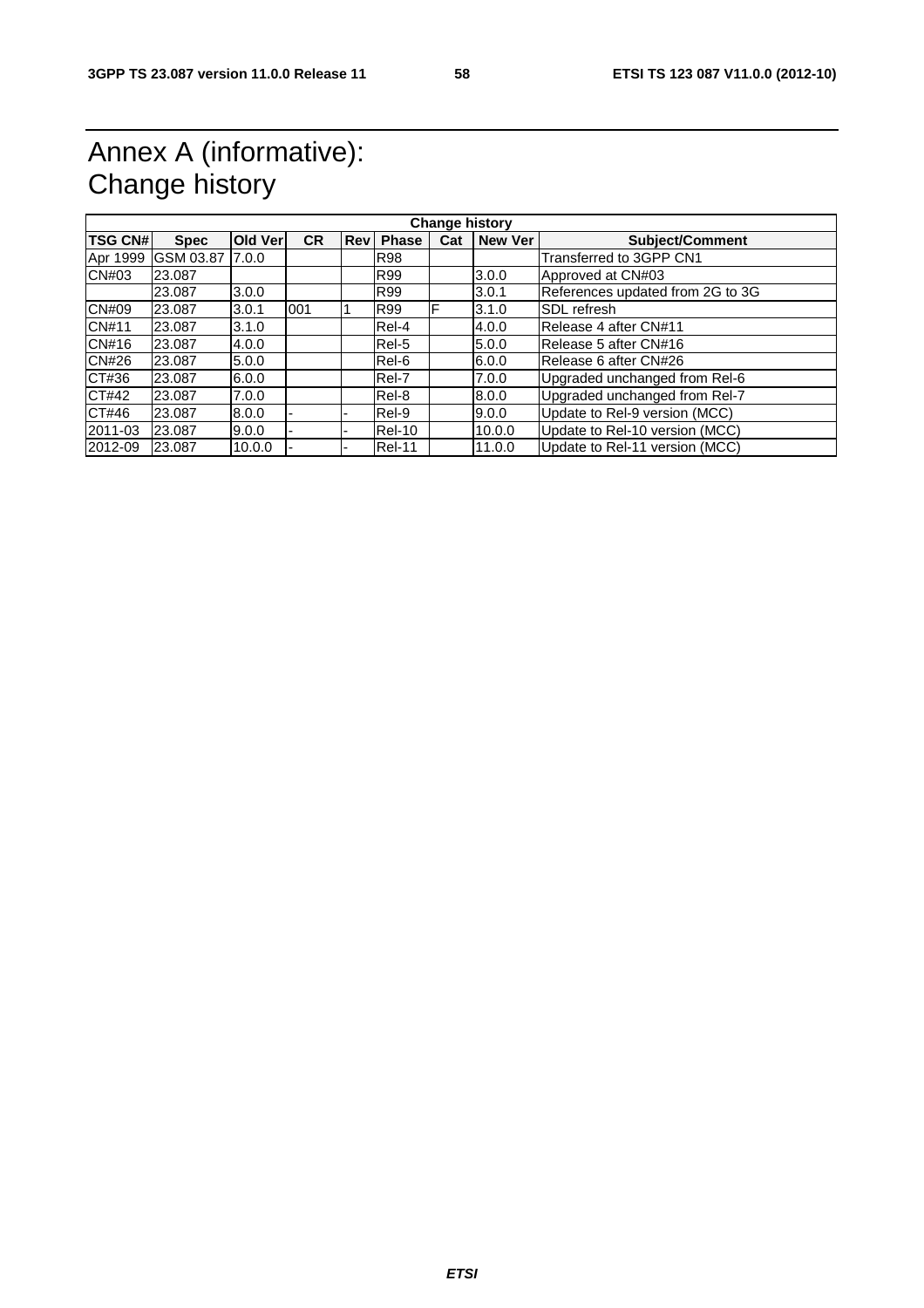# Annex A (informative): Change history

| Change history | | | | | | | | |
|---|---|---|---|---|---|---|---|---|
| **TSG CN#** | **Spec** | **Old Ver** | **CR** | **Rev** | **Phase** | **Cat** | **New Ver** | **Subject/Comment** |
| Apr 1999 | GSM 03.87 | 7.0.0 | | | R98 | | | Transferred to 3GPP CN1 |
| CN#03 | 23.087 | | | | R99 | | 3.0.0 | Approved at CN#03 |
| | 23.087 | 3.0.0 | | | R99 | | 3.0.1 | References updated from 2G to 3G |
| CN#09 | 23.087 | 3.0.1 | 001 | 1 | R99 | F | 3.1.0 | SDL refresh |
| CN#11 | 23.087 | 3.1.0 | | | Rel-4 | | 4.0.0 | Release 4 after CN#11 |
| CN#16 | 23.087 | 4.0.0 | | | Rel-5 | | 5.0.0 | Release 5 after CN#16 |
| CN#26 | 23.087 | 5.0.0 | | | Rel-6 | | 6.0.0 | Release 6 after CN#26 |
| CT#36 | 23.087 | 6.0.0 | | | Rel-7 | | 7.0.0 | Upgraded unchanged from Rel-6 |
| CT#42 | 23.087 | 7.0.0 | | | Rel-8 | | 8.0.0 | Upgraded unchanged from Rel-7 |
| CT#46 | 23.087 | 8.0.0 | - | - | Rel-9 | | 9.0.0 | Update to Rel-9 version (MCC) |
| 2011-03 | 23.087 | 9.0.0 | - | - | Rel-10 | | 10.0.0 | Update to Rel-10 version (MCC) |
| 2012-09 | 23.087 | 10.0.0 | - | - | Rel-11 | | 11.0.0 | Update to Rel-11 version (MCC) |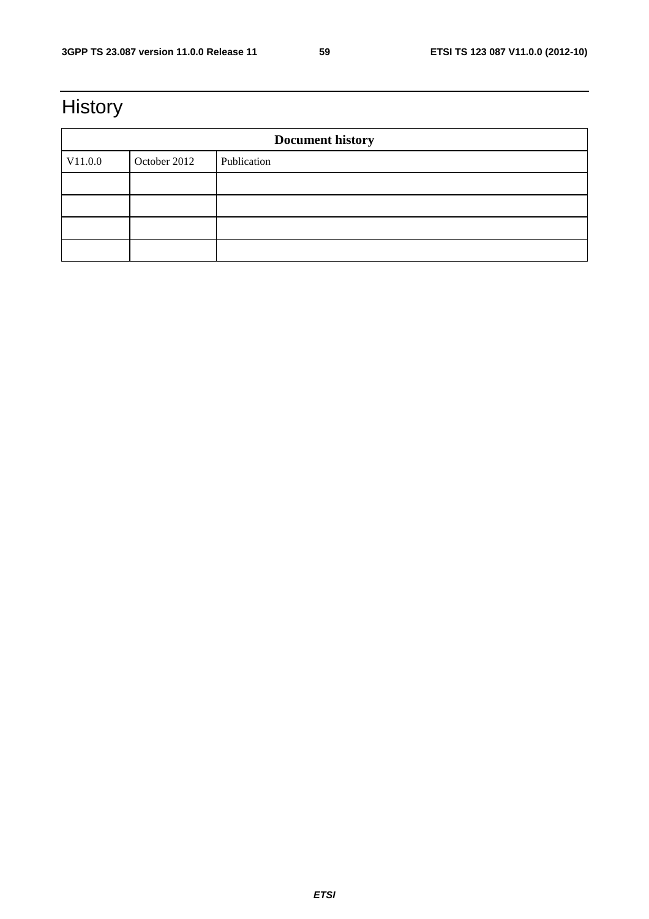# History

| Document history | | |
|---|---|---|
| V11.0.0 | October 2012 | Publication |
| | | |
| | | |
| | | |
| | | |